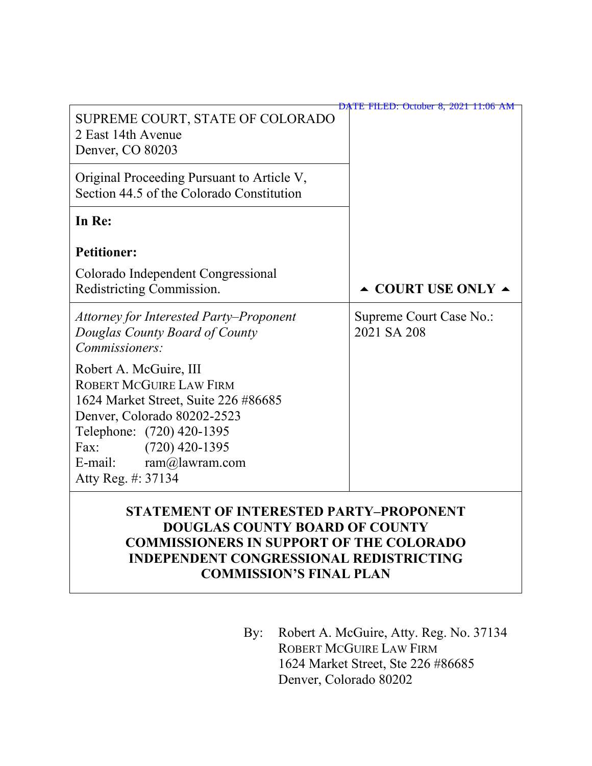DATE FILED: October 8, 2021 11:06 AM

SUPREME COURT, STATE OF COLORADO
2 East 14th Avenue
Denver, CO 80203

Original Proceeding Pursuant to Article V, Section 44.5 of the Colorado Constitution

**In Re:**

**Petitioner:**

Colorado Independent Congressional Redistricting Commission.

▲ **COURT USE ONLY** ▲

*Attorney for Interested Party–Proponent Douglas County Board of County Commissioners:*

Robert A. McGuire, III
ROBERT MCGUIRE LAW FIRM
1624 Market Street, Suite 226 #86685
Denver, Colorado 80202-2523
Telephone: (720) 420-1395
Fax: (720) 420-1395
E-mail: ram@lawram.com
Atty Reg. #: 37134

Supreme Court Case No.: 2021 SA 208

**STATEMENT OF INTERESTED PARTY–PROPONENT DOUGLAS COUNTY BOARD OF COUNTY COMMISSIONERS IN SUPPORT OF THE COLORADO INDEPENDENT CONGRESSIONAL REDISTRICTING COMMISSION'S FINAL PLAN**

By: Robert A. McGuire, Atty. Reg. No. 37134
ROBERT MCGUIRE LAW FIRM
1624 Market Street, Ste 226 #86685
Denver, Colorado 80202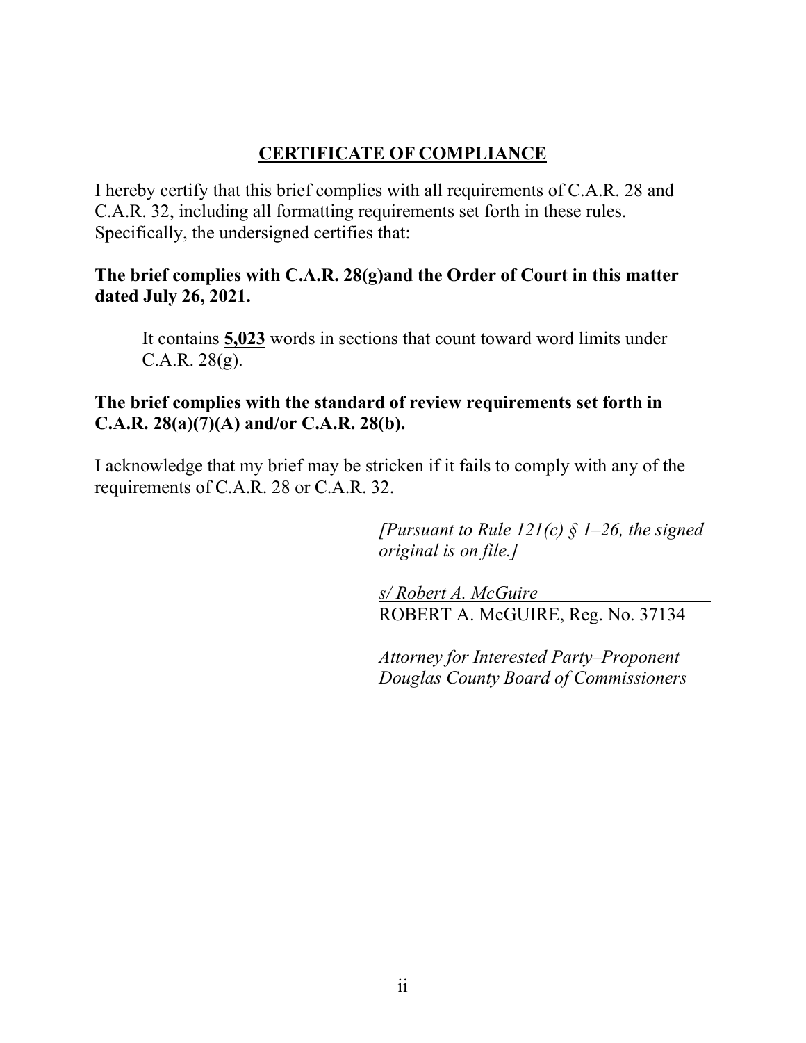## CERTIFICATE OF COMPLIANCE

I hereby certify that this brief complies with all requirements of C.A.R. 28 and C.A.R. 32, including all formatting requirements set forth in these rules. Specifically, the undersigned certifies that:

**The brief complies with C.A.R. 28(g)and the Order of Court in this matter dated July 26, 2021.**

> It contains **5,023** words in sections that count toward word limits under C.A.R. 28(g).

**The brief complies with the standard of review requirements set forth in C.A.R. 28(a)(7)(A) and/or C.A.R. 28(b).**

I acknowledge that my brief may be stricken if it fails to comply with any of the requirements of C.A.R. 28 or C.A.R. 32.

*[Pursuant to Rule 121(c) § 1–26, the signed original is on file.]*

*s/ Robert A. McGuire*
ROBERT A. McGUIRE, Reg. No. 37134

*Attorney for Interested Party–Proponent Douglas County Board of Commissioners*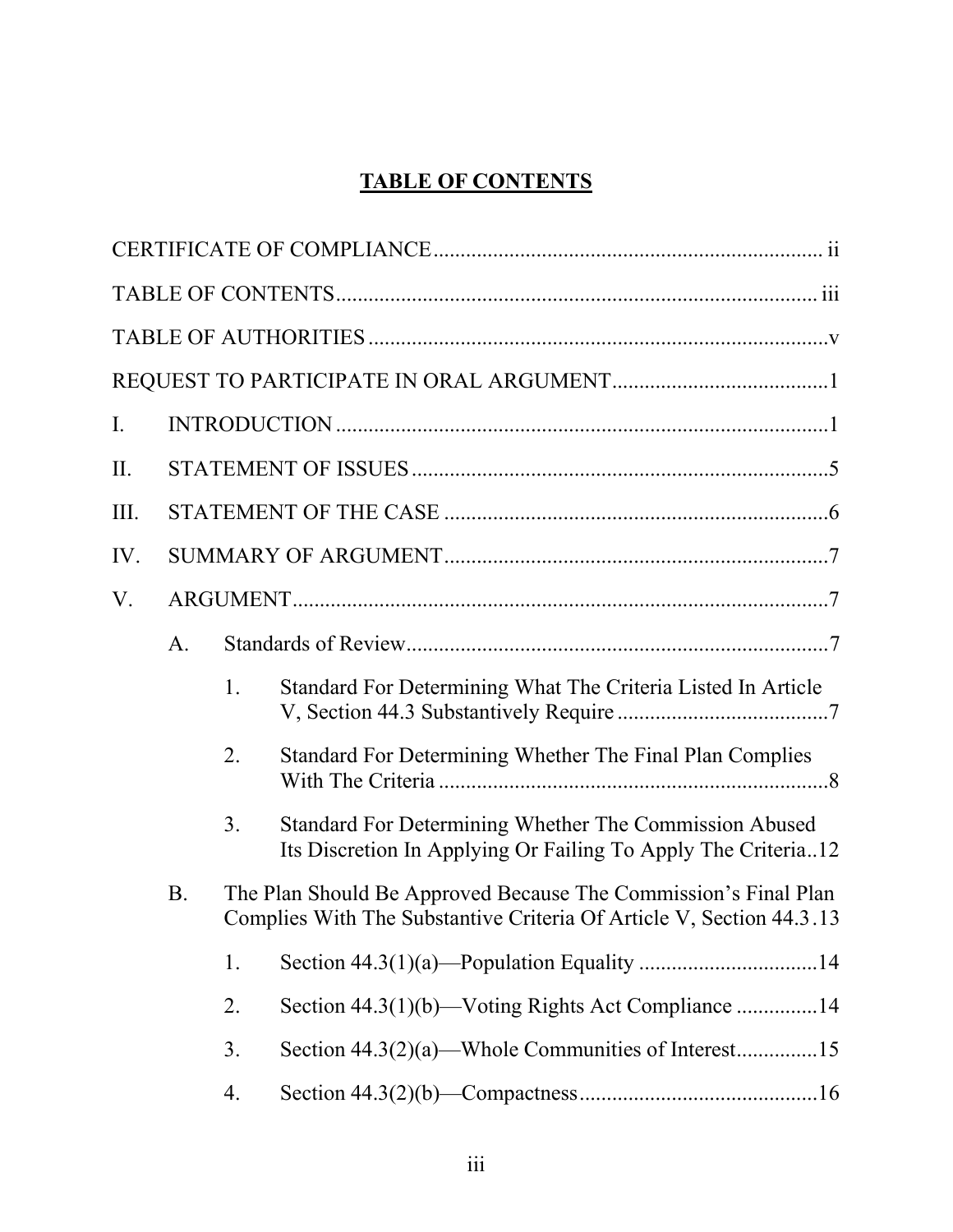# TABLE OF CONTENTS

CERTIFICATE OF COMPLIANCE ........................................................................ ii

TABLE OF CONTENTS .......................................................................................... iii

TABLE OF AUTHORITIES .......................................................................................v

REQUEST TO PARTICIPATE IN ORAL ARGUMENT ........................................1

I. INTRODUCTION ...........................................................................................1

II. STATEMENT OF ISSUES .............................................................................5

III. STATEMENT OF THE CASE .......................................................................6

IV. SUMMARY OF ARGUMENT .......................................................................7

V. ARGUMENT ...................................................................................................7

   A. Standards of Review ..............................................................................7

      1. Standard For Determining What The Criteria Listed In Article V, Section 44.3 Substantively Require .......................................7

      2. Standard For Determining Whether The Final Plan Complies With The Criteria .........................................................................8

      3. Standard For Determining Whether The Commission Abused Its Discretion In Applying Or Failing To Apply The Criteria ..12

   B. The Plan Should Be Approved Because The Commission's Final Plan Complies With The Substantive Criteria Of Article V, Section 44.3 .13

      1. Section 44.3(1)(a)—Population Equality .................................14

      2. Section 44.3(1)(b)—Voting Rights Act Compliance ...............14

      3. Section 44.3(2)(a)—Whole Communities of Interest ...............15

      4. Section 44.3(2)(b)—Compactness ............................................16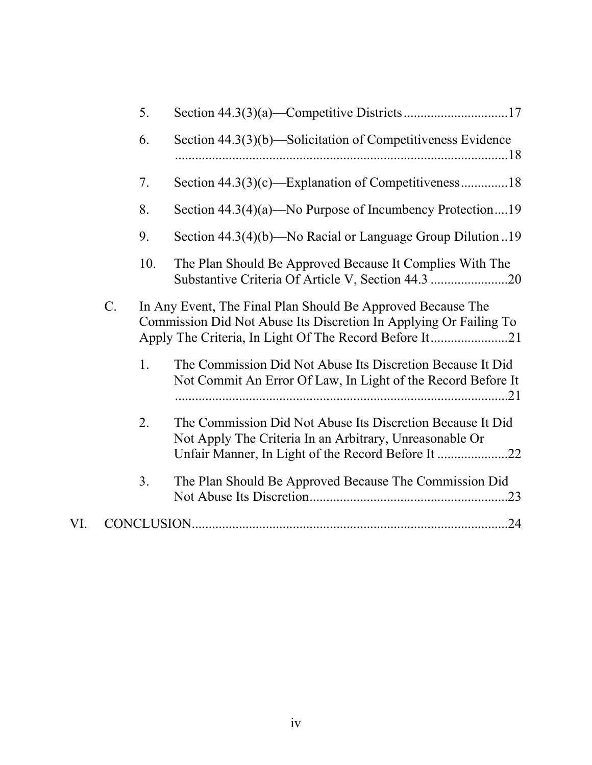5. Section 44.3(3)(a)—Competitive Districts ............................... 17

6. Section 44.3(3)(b)—Solicitation of Competitiveness Evidence ................................................................................................... 18

7. Section 44.3(3)(c)—Explanation of Competitiveness ............. 18

8. Section 44.3(4)(a)—No Purpose of Incumbency Protection .... 19

9. Section 44.3(4)(b)—No Racial or Language Group Dilution .. 19

10. The Plan Should Be Approved Because It Complies With The Substantive Criteria Of Article V, Section 44.3 ....................... 20

C. In Any Event, The Final Plan Should Be Approved Because The Commission Did Not Abuse Its Discretion In Applying Or Failing To Apply The Criteria, In Light Of The Record Before It ....................... 21

1. The Commission Did Not Abuse Its Discretion Because It Did Not Commit An Error Of Law, In Light of the Record Before It ................................................................................................... 21

2. The Commission Did Not Abuse Its Discretion Because It Did Not Apply The Criteria In an Arbitrary, Unreasonable Or Unfair Manner, In Light of the Record Before It ..................... 22

3. The Plan Should Be Approved Because The Commission Did Not Abuse Its Discretion ........................................................... 23

VI. CONCLUSION ............................................................................................. 24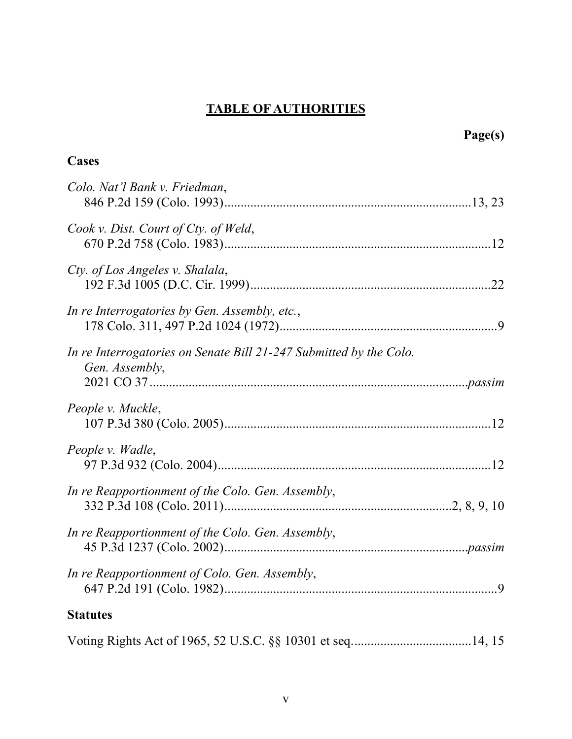# **TABLE OF AUTHORITIES**

**Page(s)**

## Cases

*Colo. Nat'l Bank v. Friedman*,
846 P.2d 159 (Colo. 1993)....................................................................13, 23

*Cook v. Dist. Court of Cty. of Weld*,
670 P.2d 758 (Colo. 1983)..........................................................................12

*Cty. of Los Angeles v. Shalala*,
192 F.3d 1005 (D.C. Cir. 1999)..................................................................22

*In re Interrogatories by Gen. Assembly, etc.*,
178 Colo. 311, 497 P.2d 1024 (1972)...........................................................9

*In re Interrogatories on Senate Bill 21-247 Submitted by the Colo. Gen. Assembly*,
2021 CO 37 ........................................................................................*passim*

*People v. Muckle*,
107 P.3d 380 (Colo. 2005)..........................................................................12

*People v. Wadle*,
97 P.3d 932 (Colo. 2004)............................................................................12

*In re Reapportionment of the Colo. Gen. Assembly*,
332 P.3d 108 (Colo. 2011).............................................................2, 8, 9, 10

*In re Reapportionment of the Colo. Gen. Assembly*,
45 P.3d 1237 (Colo. 2002)..................................................................*passim*

*In re Reapportionment of Colo. Gen. Assembly*,
647 P.2d 191 (Colo. 1982)............................................................................9

## Statutes

Voting Rights Act of 1965, 52 U.S.C. §§ 10301 et seq.....................................14, 15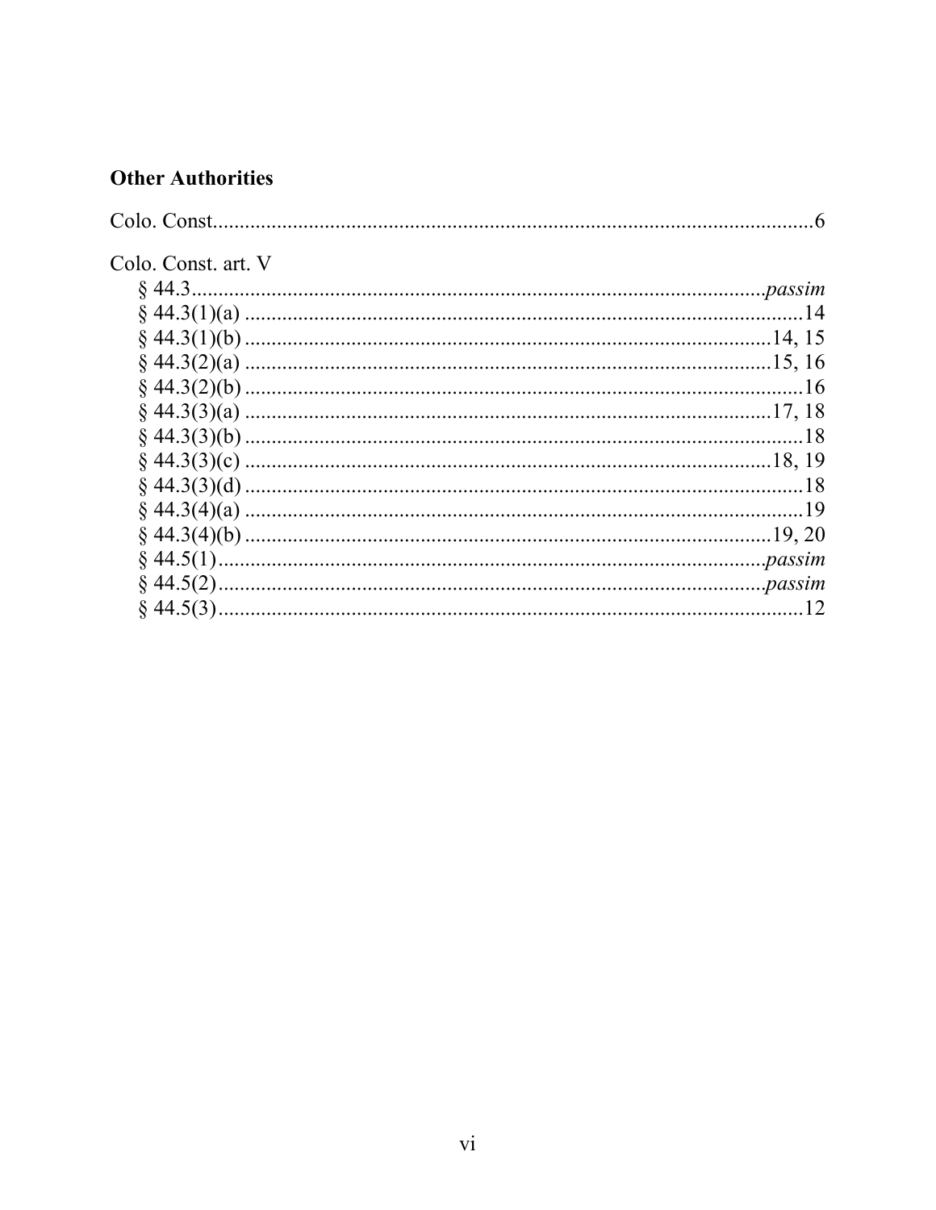### **Other Authorities**

Colo. Const.....................................................................................................6

Colo. Const. art. V

§ 44.3.........................................................................................*passim*

§ 44.3(1)(a) ....................................................................................14

§ 44.3(1)(b) ................................................................................14, 15

§ 44.3(2)(a) ................................................................................15, 16

§ 44.3(2)(b) ....................................................................................16

§ 44.3(3)(a) ................................................................................17, 18

§ 44.3(3)(b) ....................................................................................18

§ 44.3(3)(c) ................................................................................18, 19

§ 44.3(3)(d) ....................................................................................18

§ 44.3(4)(a) ....................................................................................19

§ 44.3(4)(b) ................................................................................19, 20

§ 44.5(1).....................................................................................*passim*

§ 44.5(2).....................................................................................*passim*

§ 44.5(3).........................................................................................12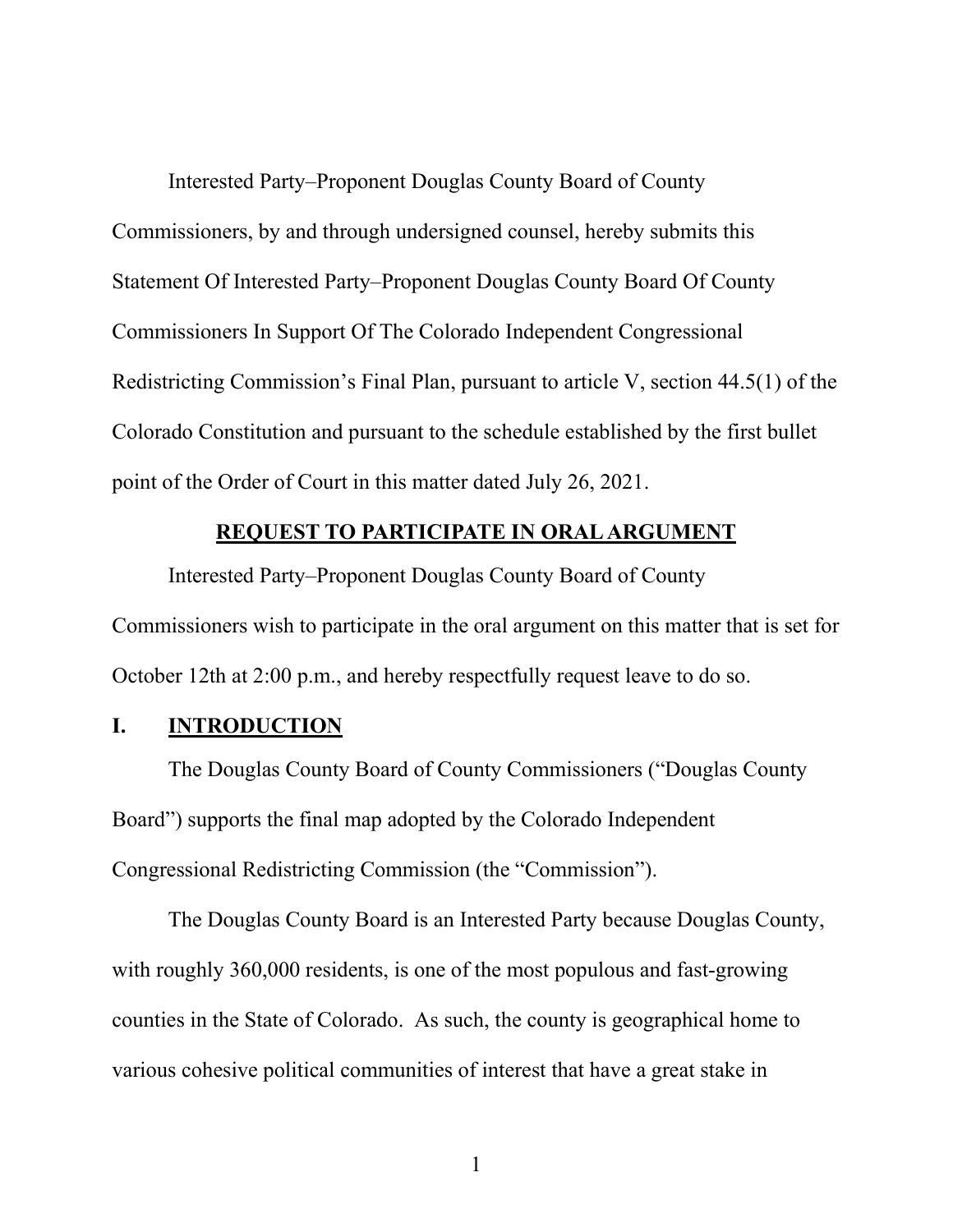Interested Party–Proponent Douglas County Board of County Commissioners, by and through undersigned counsel, hereby submits this Statement Of Interested Party–Proponent Douglas County Board Of County Commissioners In Support Of The Colorado Independent Congressional Redistricting Commission's Final Plan, pursuant to article V, section 44.5(1) of the Colorado Constitution and pursuant to the schedule established by the first bullet point of the Order of Court in this matter dated July 26, 2021.

## REQUEST TO PARTICIPATE IN ORAL ARGUMENT

Interested Party–Proponent Douglas County Board of County Commissioners wish to participate in the oral argument on this matter that is set for October 12th at 2:00 p.m., and hereby respectfully request leave to do so.

## I. INTRODUCTION

The Douglas County Board of County Commissioners ("Douglas County Board") supports the final map adopted by the Colorado Independent Congressional Redistricting Commission (the "Commission").

The Douglas County Board is an Interested Party because Douglas County, with roughly 360,000 residents, is one of the most populous and fast-growing counties in the State of Colorado. As such, the county is geographical home to various cohesive political communities of interest that have a great stake in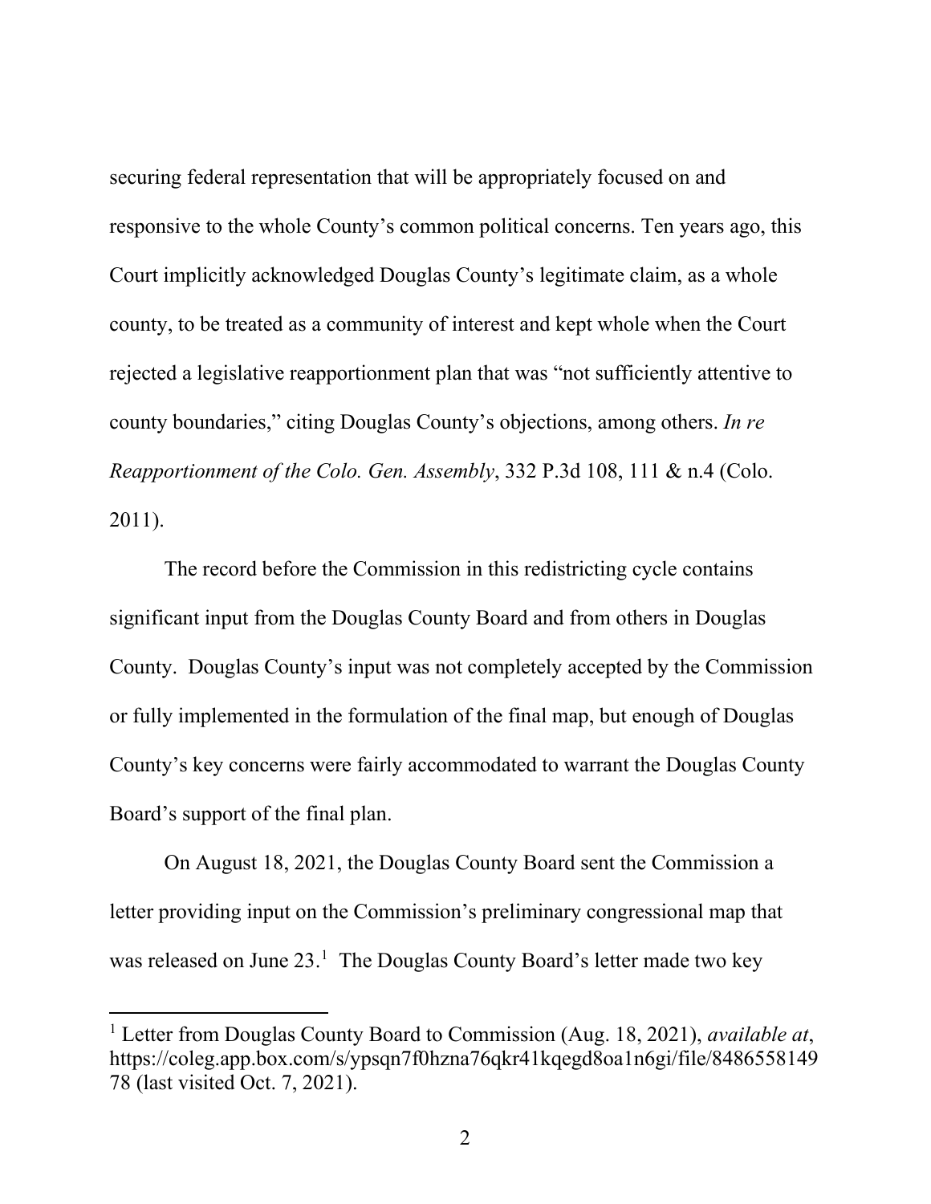securing federal representation that will be appropriately focused on and responsive to the whole County's common political concerns. Ten years ago, this Court implicitly acknowledged Douglas County's legitimate claim, as a whole county, to be treated as a community of interest and kept whole when the Court rejected a legislative reapportionment plan that was "not sufficiently attentive to county boundaries," citing Douglas County's objections, among others. *In re Reapportionment of the Colo. Gen. Assembly*, 332 P.3d 108, 111 & n.4 (Colo. 2011).

The record before the Commission in this redistricting cycle contains significant input from the Douglas County Board and from others in Douglas County. Douglas County's input was not completely accepted by the Commission or fully implemented in the formulation of the final map, but enough of Douglas County's key concerns were fairly accommodated to warrant the Douglas County Board's support of the final plan.

On August 18, 2021, the Douglas County Board sent the Commission a letter providing input on the Commission's preliminary congressional map that was released on June 23.[1] The Douglas County Board's letter made two key

[1] Letter from Douglas County Board to Commission (Aug. 18, 2021), *available at*, https://coleg.app.box.com/s/ypsqn7f0hzna76qkr41kqegd8oa1n6gi/file/848655814978 (last visited Oct. 7, 2021).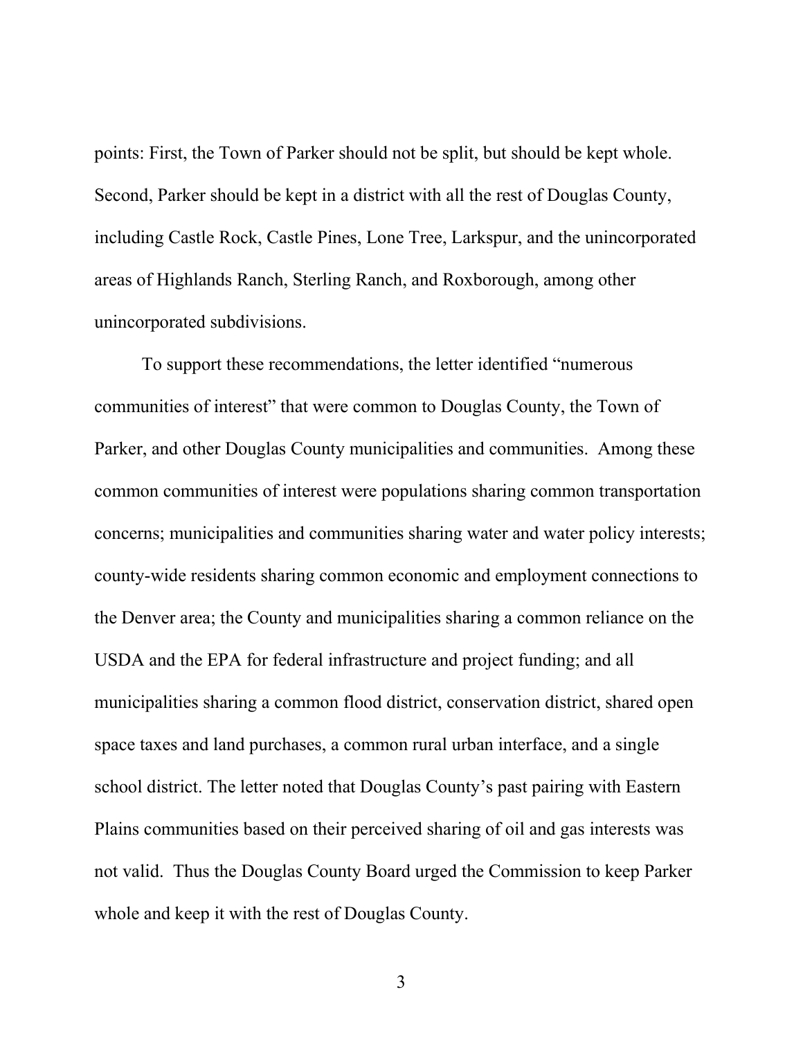points: First, the Town of Parker should not be split, but should be kept whole. Second, Parker should be kept in a district with all the rest of Douglas County, including Castle Rock, Castle Pines, Lone Tree, Larkspur, and the unincorporated areas of Highlands Ranch, Sterling Ranch, and Roxborough, among other unincorporated subdivisions.

To support these recommendations, the letter identified "numerous communities of interest" that were common to Douglas County, the Town of Parker, and other Douglas County municipalities and communities. Among these common communities of interest were populations sharing common transportation concerns; municipalities and communities sharing water and water policy interests; county-wide residents sharing common economic and employment connections to the Denver area; the County and municipalities sharing a common reliance on the USDA and the EPA for federal infrastructure and project funding; and all municipalities sharing a common flood district, conservation district, shared open space taxes and land purchases, a common rural urban interface, and a single school district. The letter noted that Douglas County's past pairing with Eastern Plains communities based on their perceived sharing of oil and gas interests was not valid. Thus the Douglas County Board urged the Commission to keep Parker whole and keep it with the rest of Douglas County.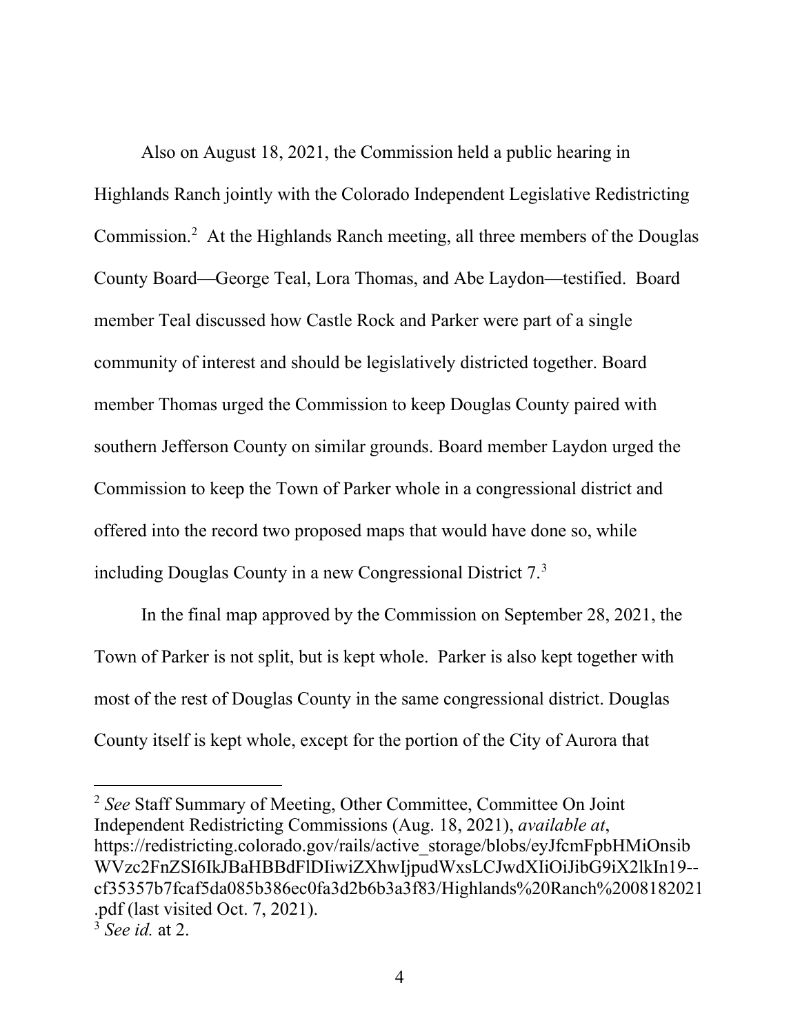Also on August 18, 2021, the Commission held a public hearing in Highlands Ranch jointly with the Colorado Independent Legislative Redistricting Commission.[2] At the Highlands Ranch meeting, all three members of the Douglas County Board—George Teal, Lora Thomas, and Abe Laydon—testified. Board member Teal discussed how Castle Rock and Parker were part of a single community of interest and should be legislatively districted together. Board member Thomas urged the Commission to keep Douglas County paired with southern Jefferson County on similar grounds. Board member Laydon urged the Commission to keep the Town of Parker whole in a congressional district and offered into the record two proposed maps that would have done so, while including Douglas County in a new Congressional District 7.[3]

In the final map approved by the Commission on September 28, 2021, the Town of Parker is not split, but is kept whole. Parker is also kept together with most of the rest of Douglas County in the same congressional district. Douglas County itself is kept whole, except for the portion of the City of Aurora that

---

[2] *See* Staff Summary of Meeting, Other Committee, Committee On Joint Independent Redistricting Commissions (Aug. 18, 2021), *available at*, https://redistricting.colorado.gov/rails/active_storage/blobs/eyJfcmFpbHMiOnsibWVzc2FnZSI6IkJBaHBBdFlDIiwiZXhwIjpudWxsLCJwdXIiOiJibG9iX2lkIn19--cf35357b7fcaf5da085b386ec0fa3d2b6b3a3f83/Highlands%20Ranch%2008182021.pdf (last visited Oct. 7, 2021).

[3] *See id.* at 2.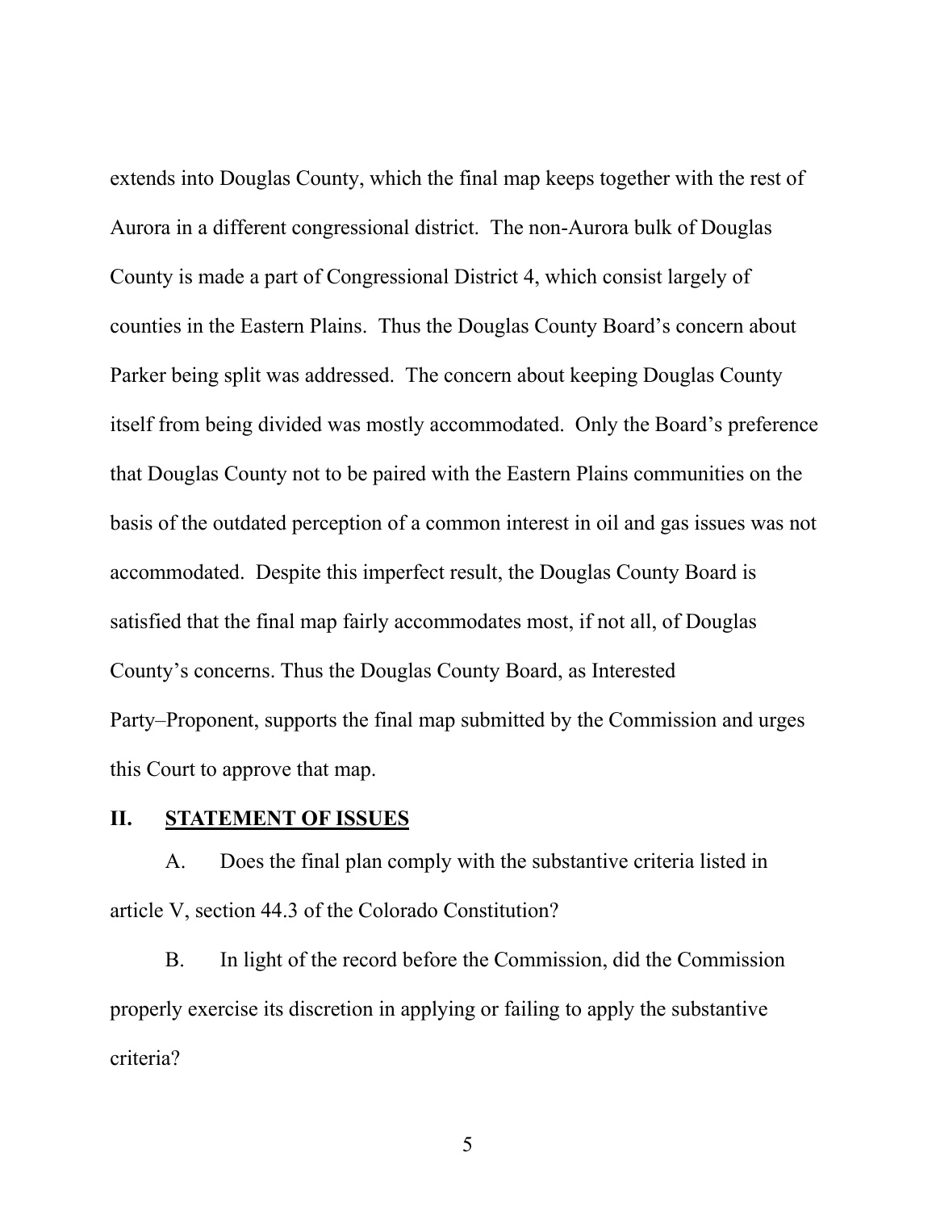extends into Douglas County, which the final map keeps together with the rest of Aurora in a different congressional district. The non-Aurora bulk of Douglas County is made a part of Congressional District 4, which consist largely of counties in the Eastern Plains. Thus the Douglas County Board's concern about Parker being split was addressed. The concern about keeping Douglas County itself from being divided was mostly accommodated. Only the Board's preference that Douglas County not to be paired with the Eastern Plains communities on the basis of the outdated perception of a common interest in oil and gas issues was not accommodated. Despite this imperfect result, the Douglas County Board is satisfied that the final map fairly accommodates most, if not all, of Douglas County's concerns. Thus the Douglas County Board, as Interested Party–Proponent, supports the final map submitted by the Commission and urges this Court to approve that map.

## II. STATEMENT OF ISSUES

A. Does the final plan comply with the substantive criteria listed in article V, section 44.3 of the Colorado Constitution?

B. In light of the record before the Commission, did the Commission properly exercise its discretion in applying or failing to apply the substantive criteria?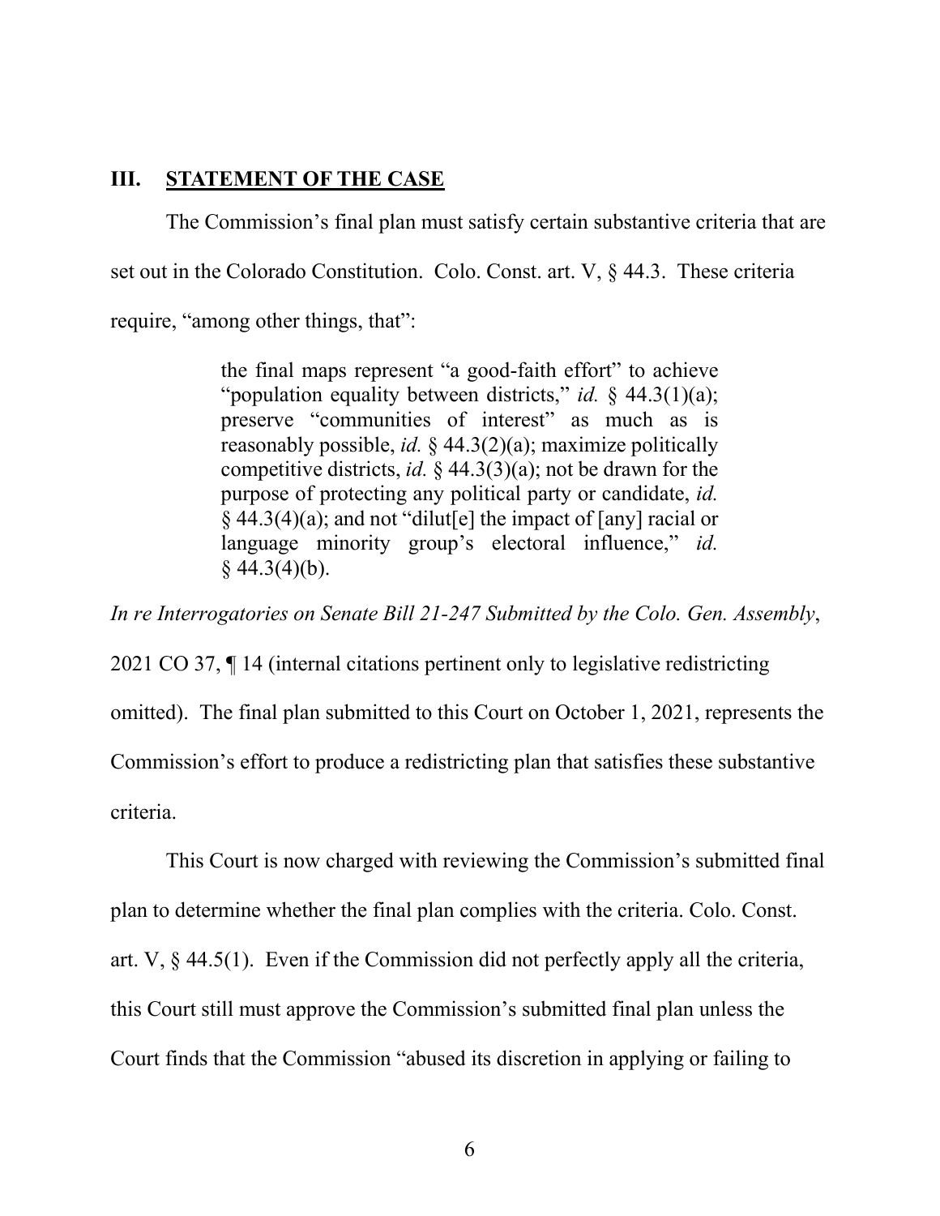## III. STATEMENT OF THE CASE

The Commission's final plan must satisfy certain substantive criteria that are set out in the Colorado Constitution. Colo. Const. art. V, § 44.3. These criteria require, "among other things, that":

> the final maps represent "a good-faith effort" to achieve "population equality between districts," *id.* § 44.3(1)(a); preserve "communities of interest" as much as is reasonably possible, *id.* § 44.3(2)(a); maximize politically competitive districts, *id.* § 44.3(3)(a); not be drawn for the purpose of protecting any political party or candidate, *id.* § 44.3(4)(a); and not "dilut[e] the impact of [any] racial or language minority group's electoral influence," *id.* § 44.3(4)(b).

*In re Interrogatories on Senate Bill 21-247 Submitted by the Colo. Gen. Assembly*, 2021 CO 37, ¶ 14 (internal citations pertinent only to legislative redistricting omitted). The final plan submitted to this Court on October 1, 2021, represents the Commission's effort to produce a redistricting plan that satisfies these substantive criteria.

This Court is now charged with reviewing the Commission's submitted final plan to determine whether the final plan complies with the criteria. Colo. Const. art. V, § 44.5(1). Even if the Commission did not perfectly apply all the criteria, this Court still must approve the Commission's submitted final plan unless the Court finds that the Commission "abused its discretion in applying or failing to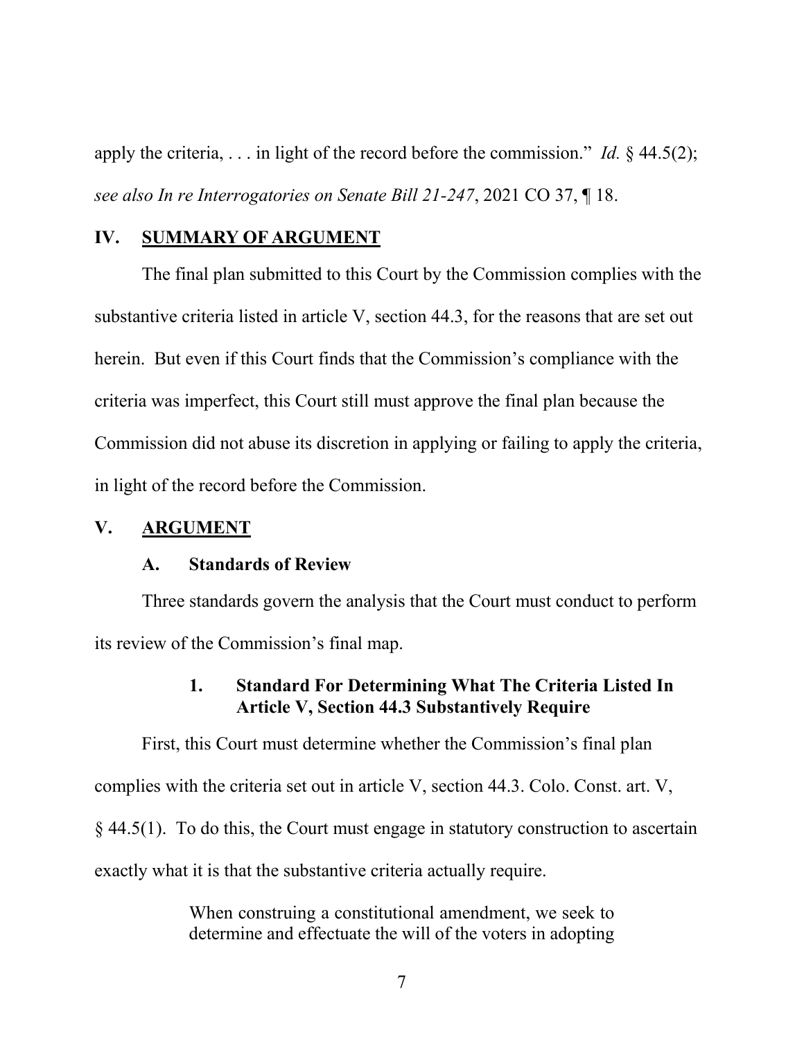apply the criteria, . . . in light of the record before the commission." *Id.* § 44.5(2); *see also In re Interrogatories on Senate Bill 21-247*, 2021 CO 37, ¶ 18.

## IV. <u>SUMMARY OF ARGUMENT</u>

The final plan submitted to this Court by the Commission complies with the substantive criteria listed in article V, section 44.3, for the reasons that are set out herein. But even if this Court finds that the Commission's compliance with the criteria was imperfect, this Court still must approve the final plan because the Commission did not abuse its discretion in applying or failing to apply the criteria, in light of the record before the Commission.

## V. <u>ARGUMENT</u>

### A. Standards of Review

Three standards govern the analysis that the Court must conduct to perform its review of the Commission's final map.

#### 1. Standard For Determining What The Criteria Listed In Article V, Section 44.3 Substantively Require

First, this Court must determine whether the Commission's final plan complies with the criteria set out in article V, section 44.3. Colo. Const. art. V, § 44.5(1). To do this, the Court must engage in statutory construction to ascertain exactly what it is that the substantive criteria actually require.

> When construing a constitutional amendment, we seek to determine and effectuate the will of the voters in adopting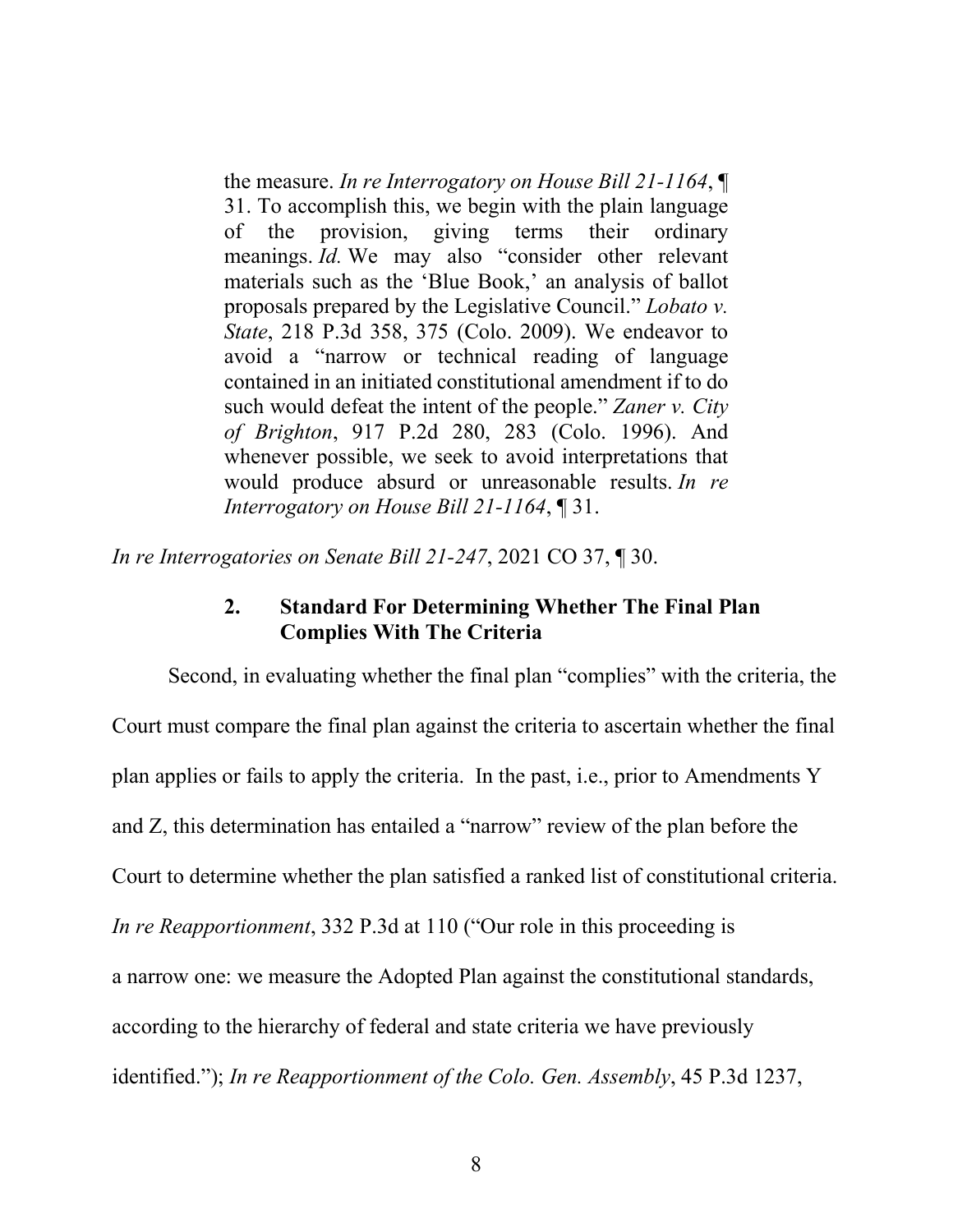> the measure. *In re Interrogatory on House Bill 21-1164*, ¶ 31. To accomplish this, we begin with the plain language of the provision, giving terms their ordinary meanings. *Id.* We may also "consider other relevant materials such as the 'Blue Book,' an analysis of ballot proposals prepared by the Legislative Council." *Lobato v. State*, 218 P.3d 358, 375 (Colo. 2009). We endeavor to avoid a "narrow or technical reading of language contained in an initiated constitutional amendment if to do such would defeat the intent of the people." *Zaner v. City of Brighton*, 917 P.2d 280, 283 (Colo. 1996). And whenever possible, we seek to avoid interpretations that would produce absurd or unreasonable results. *In re Interrogatory on House Bill 21-1164*, ¶ 31.

*In re Interrogatories on Senate Bill 21-247*, 2021 CO 37, ¶ 30.

### 2. Standard For Determining Whether The Final Plan Complies With The Criteria

Second, in evaluating whether the final plan "complies" with the criteria, the Court must compare the final plan against the criteria to ascertain whether the final plan applies or fails to apply the criteria. In the past, i.e., prior to Amendments Y and Z, this determination has entailed a "narrow" review of the plan before the Court to determine whether the plan satisfied a ranked list of constitutional criteria. *In re Reapportionment*, 332 P.3d at 110 ("Our role in this proceeding is a narrow one: we measure the Adopted Plan against the constitutional standards, according to the hierarchy of federal and state criteria we have previously identified."); *In re Reapportionment of the Colo. Gen. Assembly*, 45 P.3d 1237,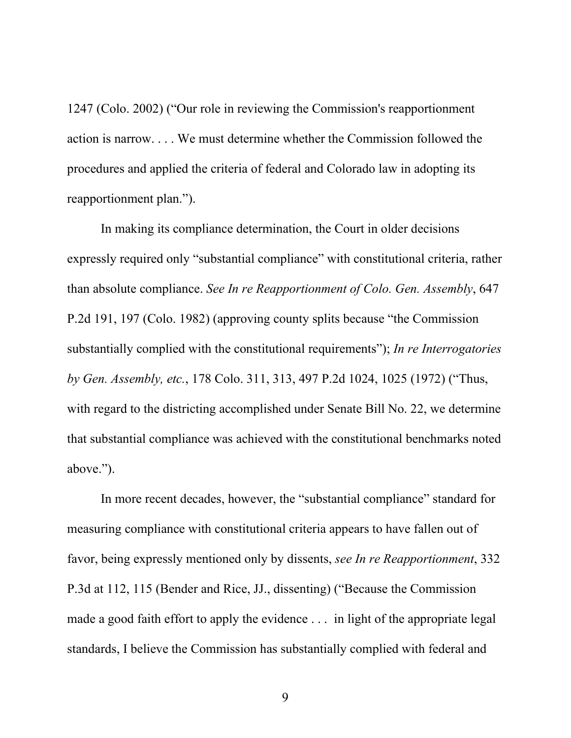1247 (Colo. 2002) ("Our role in reviewing the Commission's reapportionment action is narrow. . . . We must determine whether the Commission followed the procedures and applied the criteria of federal and Colorado law in adopting its reapportionment plan.").

In making its compliance determination, the Court in older decisions expressly required only "substantial compliance" with constitutional criteria, rather than absolute compliance. *See In re Reapportionment of Colo. Gen. Assembly*, 647 P.2d 191, 197 (Colo. 1982) (approving county splits because "the Commission substantially complied with the constitutional requirements"); *In re Interrogatories by Gen. Assembly, etc.*, 178 Colo. 311, 313, 497 P.2d 1024, 1025 (1972) ("Thus, with regard to the districting accomplished under Senate Bill No. 22, we determine that substantial compliance was achieved with the constitutional benchmarks noted above.").

In more recent decades, however, the "substantial compliance" standard for measuring compliance with constitutional criteria appears to have fallen out of favor, being expressly mentioned only by dissents, *see In re Reapportionment*, 332 P.3d at 112, 115 (Bender and Rice, JJ., dissenting) ("Because the Commission made a good faith effort to apply the evidence . . . in light of the appropriate legal standards, I believe the Commission has substantially complied with federal and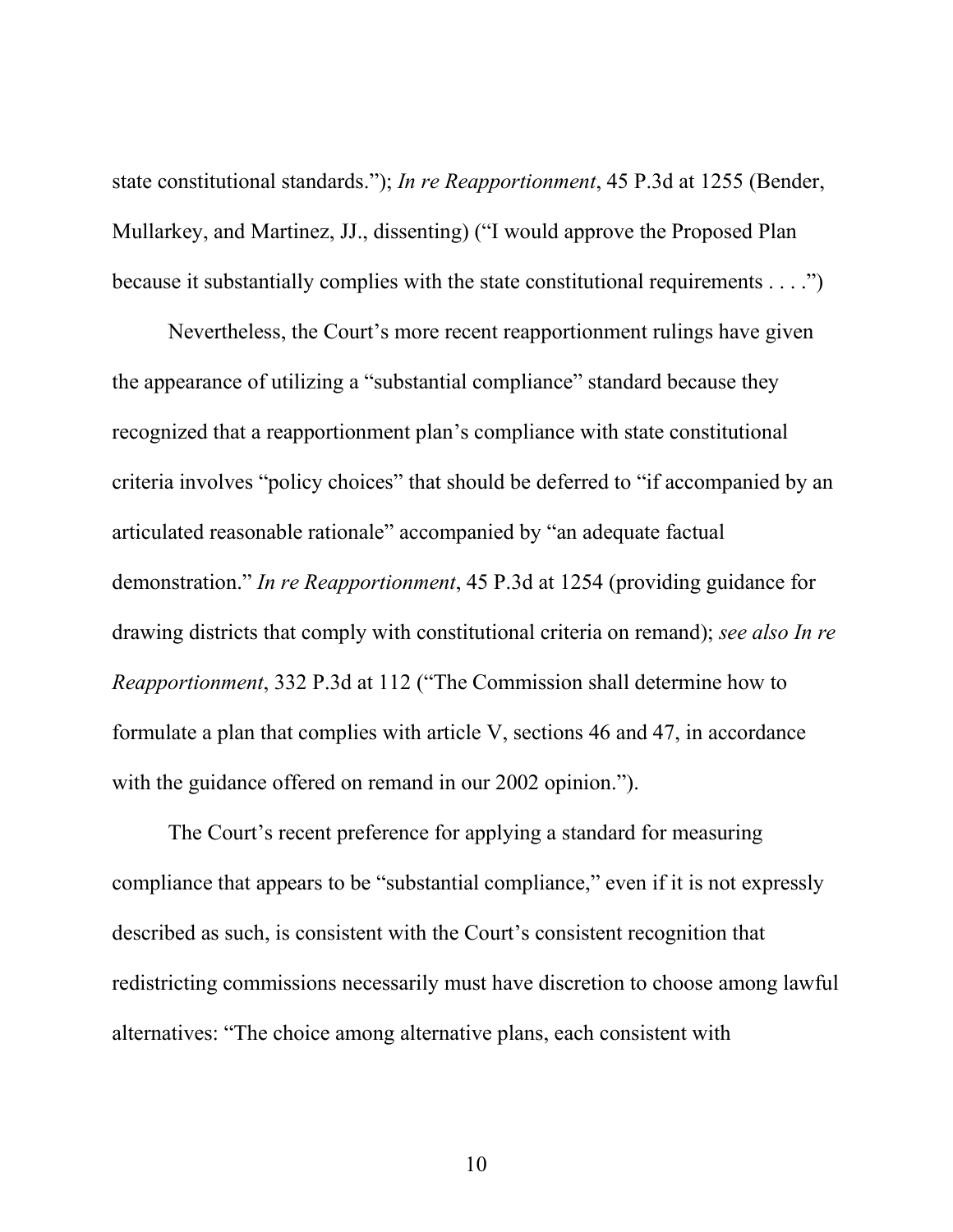state constitutional standards."); *In re Reapportionment*, 45 P.3d at 1255 (Bender, Mullarkey, and Martinez, JJ., dissenting) ("I would approve the Proposed Plan because it substantially complies with the state constitutional requirements . . . .")

Nevertheless, the Court's more recent reapportionment rulings have given the appearance of utilizing a "substantial compliance" standard because they recognized that a reapportionment plan's compliance with state constitutional criteria involves "policy choices" that should be deferred to "if accompanied by an articulated reasonable rationale" accompanied by "an adequate factual demonstration." *In re Reapportionment*, 45 P.3d at 1254 (providing guidance for drawing districts that comply with constitutional criteria on remand); *see also In re Reapportionment*, 332 P.3d at 112 ("The Commission shall determine how to formulate a plan that complies with article V, sections 46 and 47, in accordance with the guidance offered on remand in our 2002 opinion.").

The Court's recent preference for applying a standard for measuring compliance that appears to be "substantial compliance," even if it is not expressly described as such, is consistent with the Court's consistent recognition that redistricting commissions necessarily must have discretion to choose among lawful alternatives: "The choice among alternative plans, each consistent with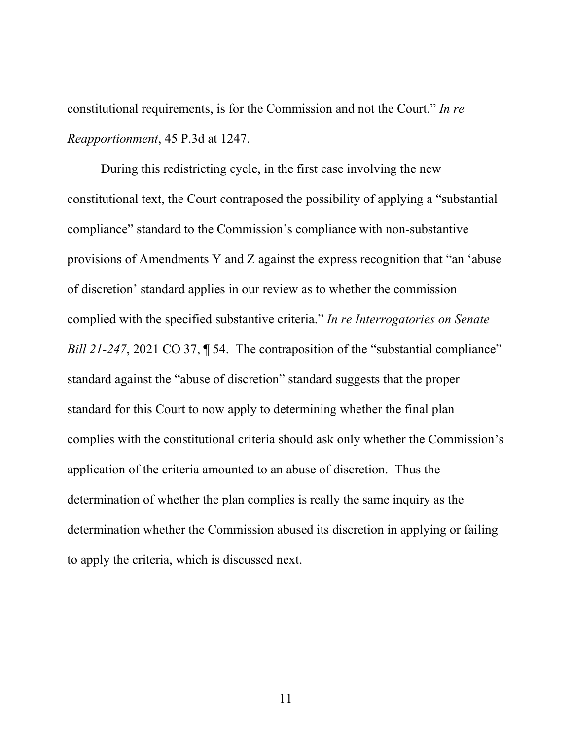constitutional requirements, is for the Commission and not the Court." *In re Reapportionment*, 45 P.3d at 1247.

During this redistricting cycle, in the first case involving the new constitutional text, the Court contraposed the possibility of applying a "substantial compliance" standard to the Commission's compliance with non-substantive provisions of Amendments Y and Z against the express recognition that "an 'abuse of discretion' standard applies in our review as to whether the commission complied with the specified substantive criteria." *In re Interrogatories on Senate Bill 21-247*, 2021 CO 37, ¶ 54. The contraposition of the "substantial compliance" standard against the "abuse of discretion" standard suggests that the proper standard for this Court to now apply to determining whether the final plan complies with the constitutional criteria should ask only whether the Commission's application of the criteria amounted to an abuse of discretion. Thus the determination of whether the plan complies is really the same inquiry as the determination whether the Commission abused its discretion in applying or failing to apply the criteria, which is discussed next.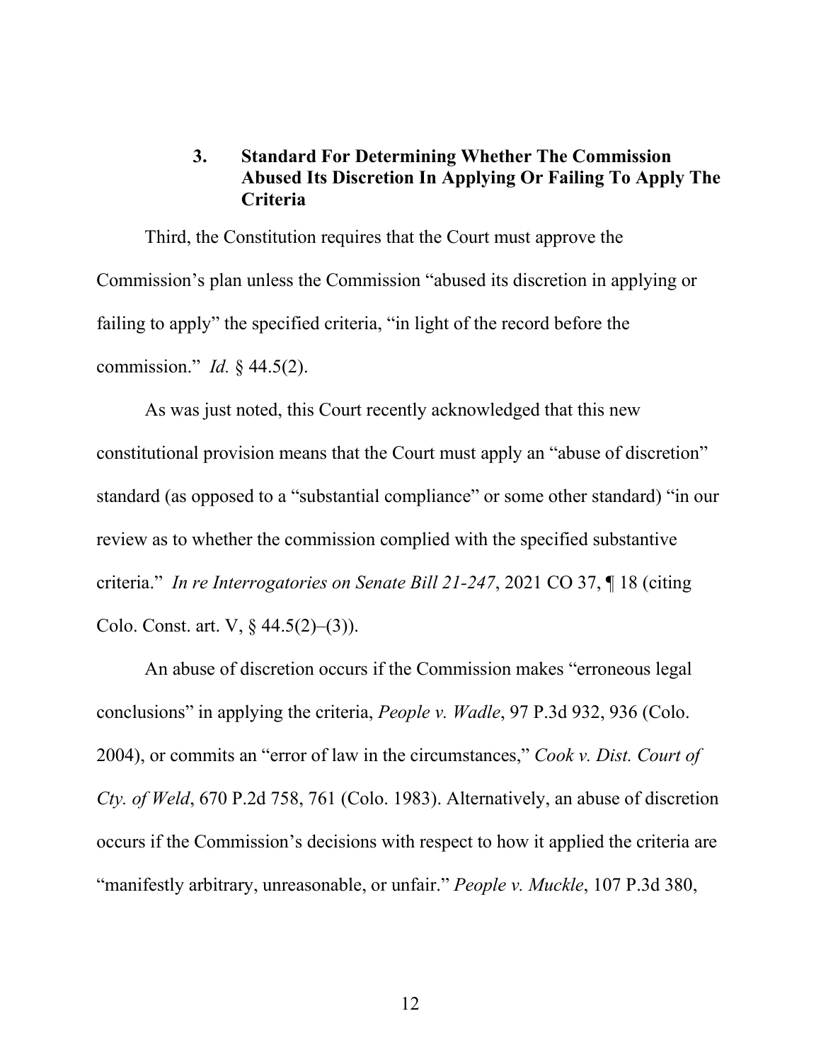### 3. Standard For Determining Whether The Commission Abused Its Discretion In Applying Or Failing To Apply The Criteria

Third, the Constitution requires that the Court must approve the Commission's plan unless the Commission "abused its discretion in applying or failing to apply" the specified criteria, "in light of the record before the commission." *Id.* § 44.5(2).

As was just noted, this Court recently acknowledged that this new constitutional provision means that the Court must apply an "abuse of discretion" standard (as opposed to a "substantial compliance" or some other standard) "in our review as to whether the commission complied with the specified substantive criteria." *In re Interrogatories on Senate Bill 21-247*, 2021 CO 37, ¶ 18 (citing Colo. Const. art. V, § 44.5(2)–(3)).

An abuse of discretion occurs if the Commission makes "erroneous legal conclusions" in applying the criteria, *People v. Wadle*, 97 P.3d 932, 936 (Colo. 2004), or commits an "error of law in the circumstances," *Cook v. Dist. Court of Cty. of Weld*, 670 P.2d 758, 761 (Colo. 1983). Alternatively, an abuse of discretion occurs if the Commission's decisions with respect to how it applied the criteria are "manifestly arbitrary, unreasonable, or unfair." *People v. Muckle*, 107 P.3d 380,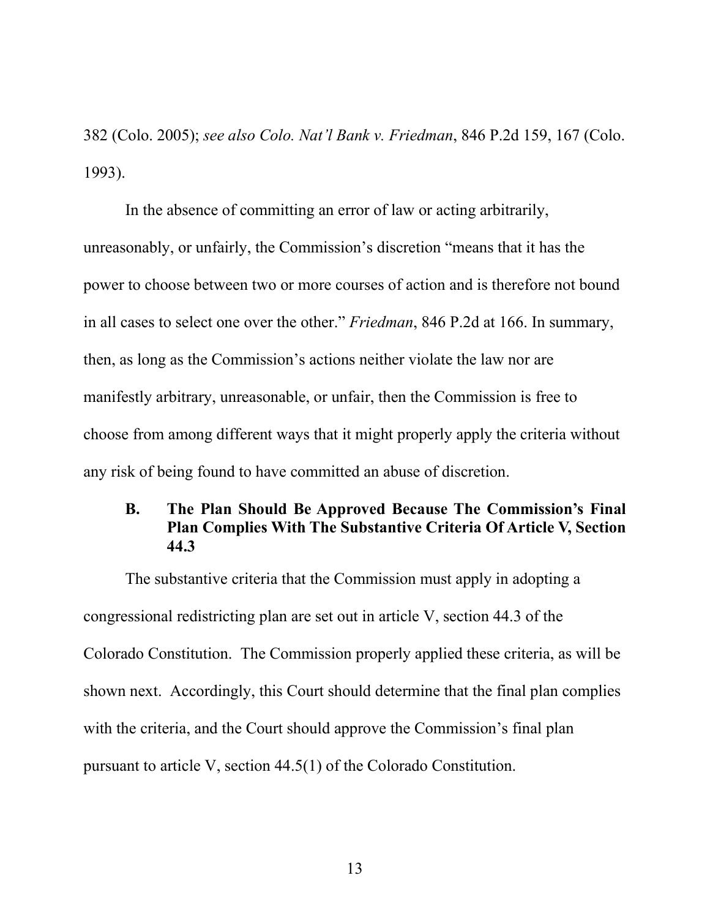382 (Colo. 2005); *see also Colo. Nat'l Bank v. Friedman*, 846 P.2d 159, 167 (Colo. 1993).

In the absence of committing an error of law or acting arbitrarily, unreasonably, or unfairly, the Commission's discretion "means that it has the power to choose between two or more courses of action and is therefore not bound in all cases to select one over the other." *Friedman*, 846 P.2d at 166. In summary, then, as long as the Commission's actions neither violate the law nor are manifestly arbitrary, unreasonable, or unfair, then the Commission is free to choose from among different ways that it might properly apply the criteria without any risk of being found to have committed an abuse of discretion.

### B. The Plan Should Be Approved Because The Commission's Final Plan Complies With The Substantive Criteria Of Article V, Section 44.3

The substantive criteria that the Commission must apply in adopting a congressional redistricting plan are set out in article V, section 44.3 of the Colorado Constitution. The Commission properly applied these criteria, as will be shown next. Accordingly, this Court should determine that the final plan complies with the criteria, and the Court should approve the Commission's final plan pursuant to article V, section 44.5(1) of the Colorado Constitution.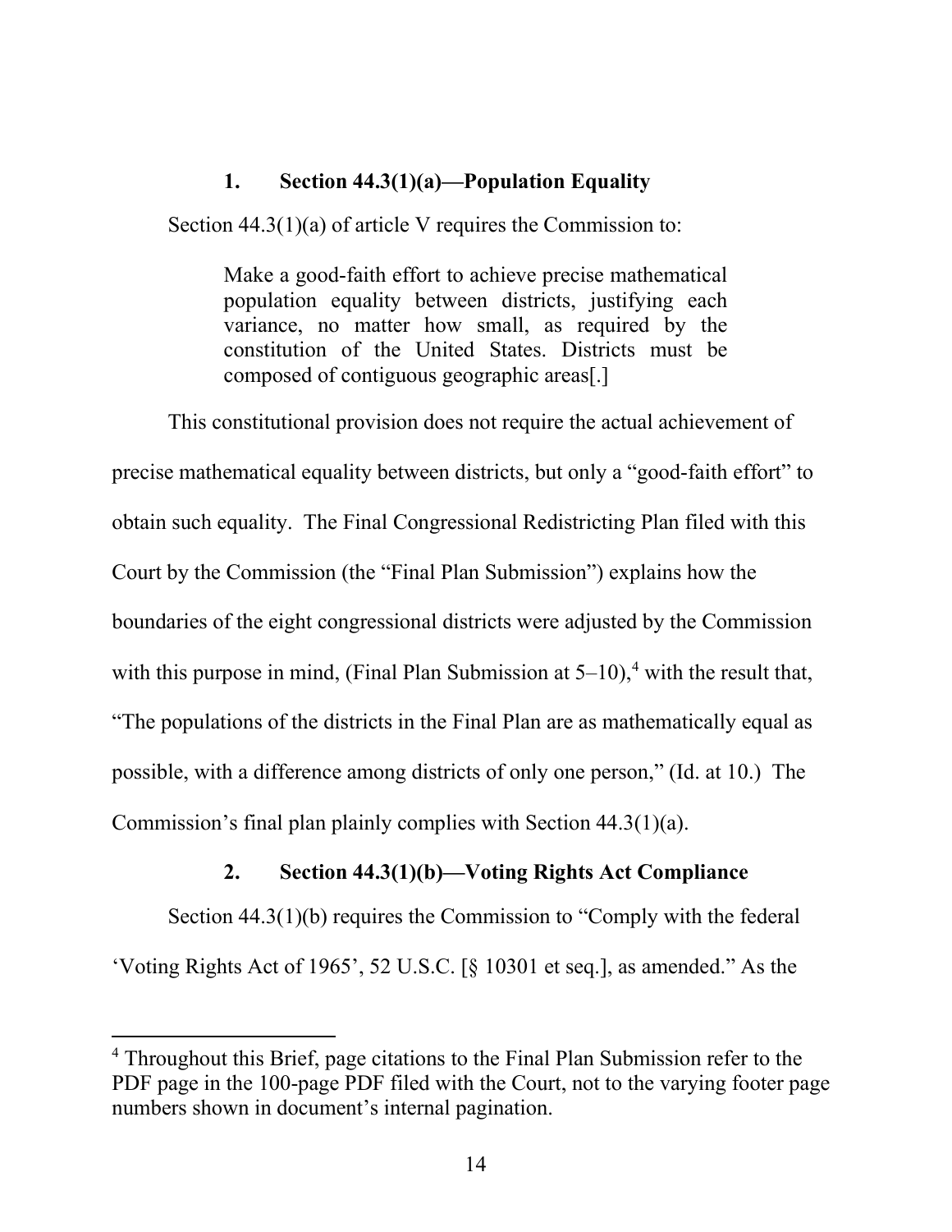### 1. Section 44.3(1)(a)—Population Equality

Section 44.3(1)(a) of article V requires the Commission to:

> Make a good-faith effort to achieve precise mathematical population equality between districts, justifying each variance, no matter how small, as required by the constitution of the United States. Districts must be composed of contiguous geographic areas[.]

This constitutional provision does not require the actual achievement of precise mathematical equality between districts, but only a "good-faith effort" to obtain such equality. The Final Congressional Redistricting Plan filed with this Court by the Commission (the "Final Plan Submission") explains how the boundaries of the eight congressional districts were adjusted by the Commission with this purpose in mind, (Final Plan Submission at 5–10),[4] with the result that, "The populations of the districts in the Final Plan are as mathematically equal as possible, with a difference among districts of only one person," (Id. at 10.) The Commission's final plan plainly complies with Section 44.3(1)(a).

### 2. Section 44.3(1)(b)—Voting Rights Act Compliance

Section 44.3(1)(b) requires the Commission to "Comply with the federal 'Voting Rights Act of 1965', 52 U.S.C. [§ 10301 et seq.], as amended." As the

---

[4] Throughout this Brief, page citations to the Final Plan Submission refer to the PDF page in the 100-page PDF filed with the Court, not to the varying footer page numbers shown in document's internal pagination.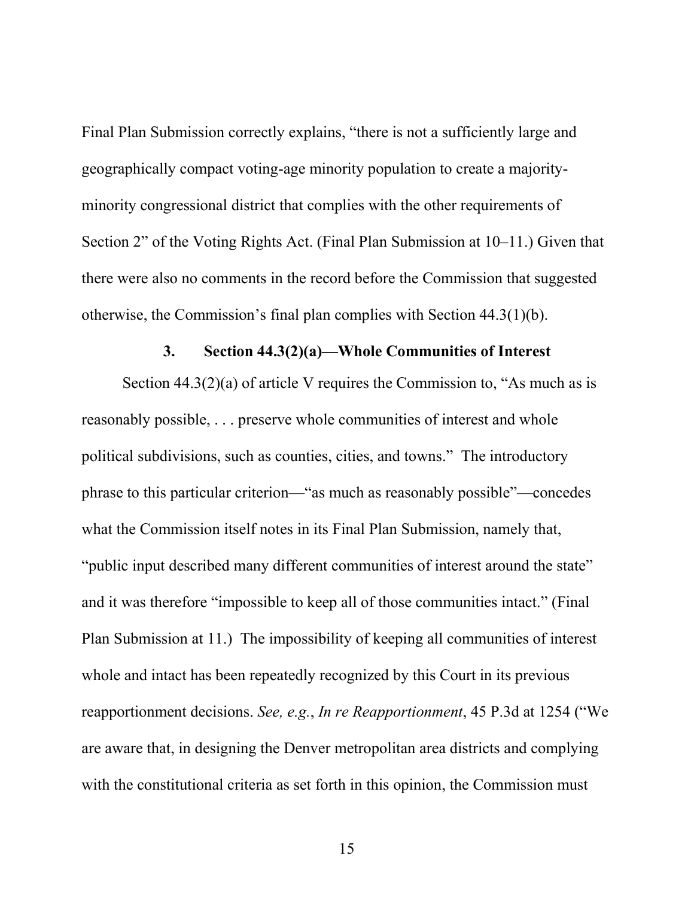Final Plan Submission correctly explains, "there is not a sufficiently large and geographically compact voting-age minority population to create a majority-minority congressional district that complies with the other requirements of Section 2" of the Voting Rights Act. (Final Plan Submission at 10–11.) Given that there were also no comments in the record before the Commission that suggested otherwise, the Commission's final plan complies with Section 44.3(1)(b).

### 3. Section 44.3(2)(a)—Whole Communities of Interest

Section 44.3(2)(a) of article V requires the Commission to, "As much as is reasonably possible, . . . preserve whole communities of interest and whole political subdivisions, such as counties, cities, and towns." The introductory phrase to this particular criterion—"as much as reasonably possible"—concedes what the Commission itself notes in its Final Plan Submission, namely that, "public input described many different communities of interest around the state" and it was therefore "impossible to keep all of those communities intact." (Final Plan Submission at 11.) The impossibility of keeping all communities of interest whole and intact has been repeatedly recognized by this Court in its previous reapportionment decisions. *See, e.g.*, *In re Reapportionment*, 45 P.3d at 1254 ("We are aware that, in designing the Denver metropolitan area districts and complying with the constitutional criteria as set forth in this opinion, the Commission must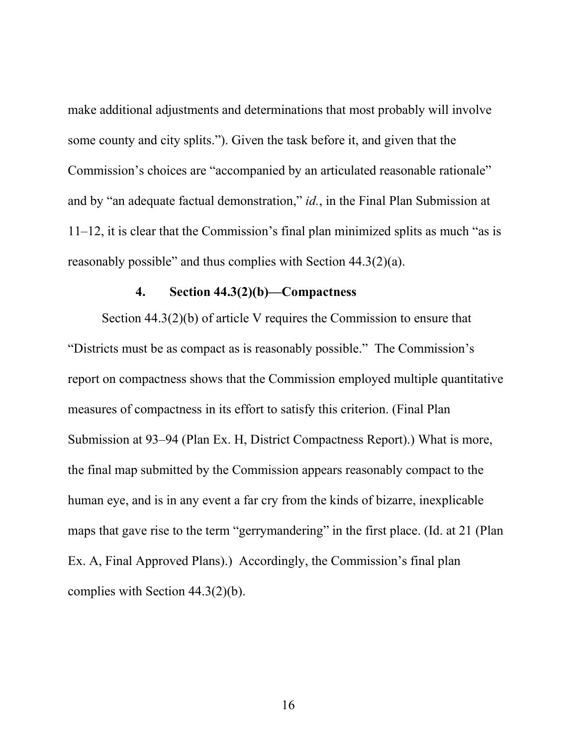make additional adjustments and determinations that most probably will involve some county and city splits."). Given the task before it, and given that the Commission's choices are "accompanied by an articulated reasonable rationale" and by "an adequate factual demonstration," *id.*, in the Final Plan Submission at 11–12, it is clear that the Commission's final plan minimized splits as much "as is reasonably possible" and thus complies with Section 44.3(2)(a).

#### 4. Section 44.3(2)(b)—Compactness

Section 44.3(2)(b) of article V requires the Commission to ensure that "Districts must be as compact as is reasonably possible." The Commission's report on compactness shows that the Commission employed multiple quantitative measures of compactness in its effort to satisfy this criterion. (Final Plan Submission at 93–94 (Plan Ex. H, District Compactness Report).) What is more, the final map submitted by the Commission appears reasonably compact to the human eye, and is in any event a far cry from the kinds of bizarre, inexplicable maps that gave rise to the term "gerrymandering" in the first place. (Id. at 21 (Plan Ex. A, Final Approved Plans).) Accordingly, the Commission's final plan complies with Section 44.3(2)(b).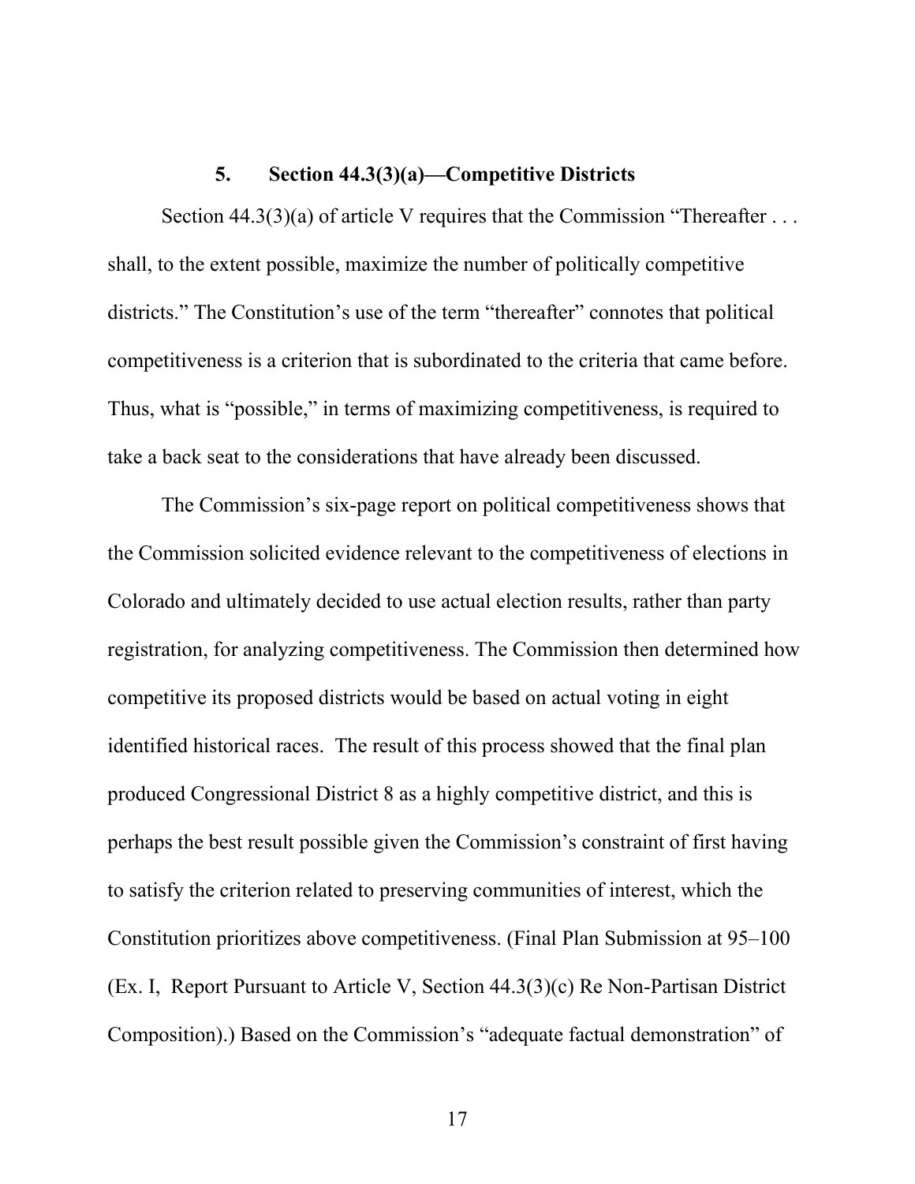### 5. Section 44.3(3)(a)—Competitive Districts

Section 44.3(3)(a) of article V requires that the Commission "Thereafter . . . shall, to the extent possible, maximize the number of politically competitive districts." The Constitution's use of the term "thereafter" connotes that political competitiveness is a criterion that is subordinated to the criteria that came before. Thus, what is "possible," in terms of maximizing competitiveness, is required to take a back seat to the considerations that have already been discussed.

The Commission's six-page report on political competitiveness shows that the Commission solicited evidence relevant to the competitiveness of elections in Colorado and ultimately decided to use actual election results, rather than party registration, for analyzing competitiveness. The Commission then determined how competitive its proposed districts would be based on actual voting in eight identified historical races. The result of this process showed that the final plan produced Congressional District 8 as a highly competitive district, and this is perhaps the best result possible given the Commission's constraint of first having to satisfy the criterion related to preserving communities of interest, which the Constitution prioritizes above competitiveness. (Final Plan Submission at 95–100 (Ex. I, Report Pursuant to Article V, Section 44.3(3)(c) Re Non-Partisan District Composition).) Based on the Commission's "adequate factual demonstration" of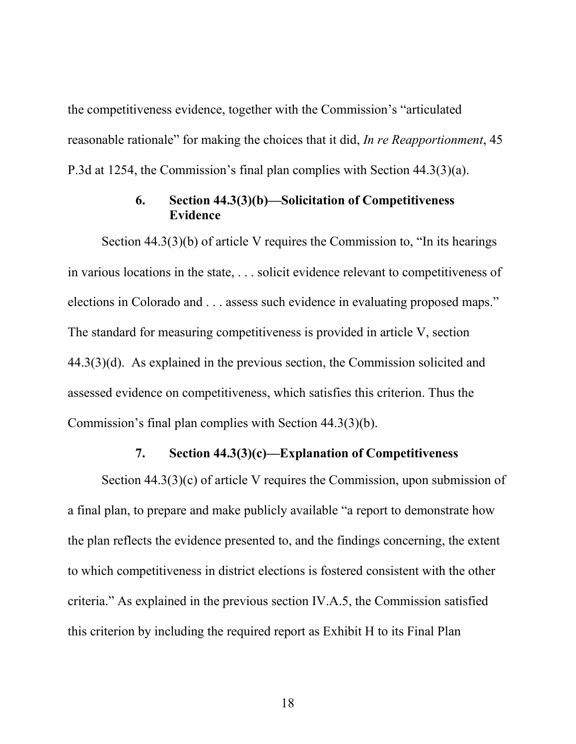the competitiveness evidence, together with the Commission's "articulated reasonable rationale" for making the choices that it did, *In re Reapportionment*, 45 P.3d at 1254, the Commission's final plan complies with Section 44.3(3)(a).

### 6. Section 44.3(3)(b)—Solicitation of Competitiveness Evidence

Section 44.3(3)(b) of article V requires the Commission to, "In its hearings in various locations in the state, . . . solicit evidence relevant to competitiveness of elections in Colorado and . . . assess such evidence in evaluating proposed maps." The standard for measuring competitiveness is provided in article V, section 44.3(3)(d). As explained in the previous section, the Commission solicited and assessed evidence on competitiveness, which satisfies this criterion. Thus the Commission's final plan complies with Section 44.3(3)(b).

### 7. Section 44.3(3)(c)—Explanation of Competitiveness

Section 44.3(3)(c) of article V requires the Commission, upon submission of a final plan, to prepare and make publicly available "a report to demonstrate how the plan reflects the evidence presented to, and the findings concerning, the extent to which competitiveness in district elections is fostered consistent with the other criteria." As explained in the previous section IV.A.5, the Commission satisfied this criterion by including the required report as Exhibit H to its Final Plan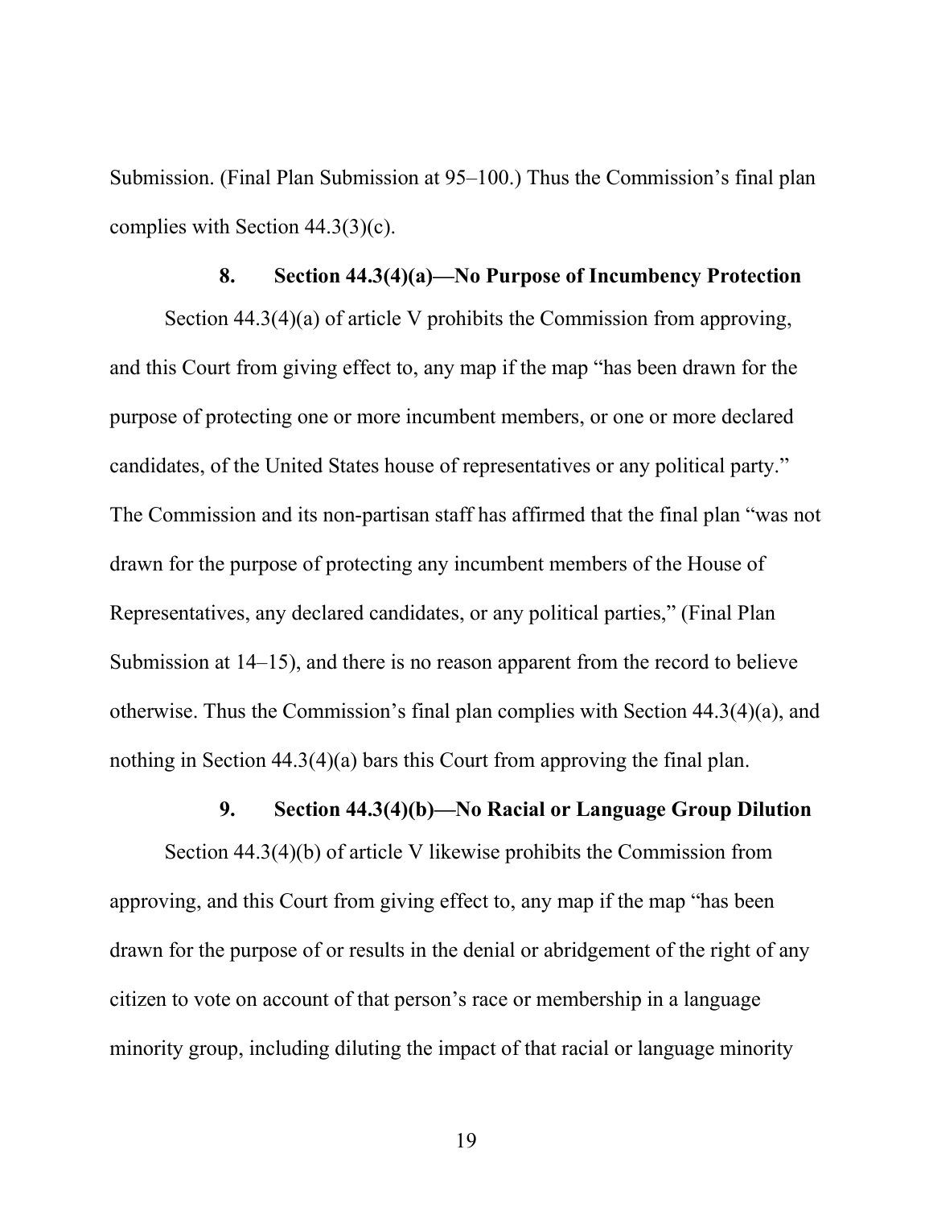Submission. (Final Plan Submission at 95–100.) Thus the Commission's final plan complies with Section 44.3(3)(c).

### 8. Section 44.3(4)(a)—No Purpose of Incumbency Protection

Section 44.3(4)(a) of article V prohibits the Commission from approving, and this Court from giving effect to, any map if the map "has been drawn for the purpose of protecting one or more incumbent members, or one or more declared candidates, of the United States house of representatives or any political party." The Commission and its non-partisan staff has affirmed that the final plan "was not drawn for the purpose of protecting any incumbent members of the House of Representatives, any declared candidates, or any political parties," (Final Plan Submission at 14–15), and there is no reason apparent from the record to believe otherwise. Thus the Commission's final plan complies with Section 44.3(4)(a), and nothing in Section 44.3(4)(a) bars this Court from approving the final plan.

### 9. Section 44.3(4)(b)—No Racial or Language Group Dilution

Section 44.3(4)(b) of article V likewise prohibits the Commission from approving, and this Court from giving effect to, any map if the map "has been drawn for the purpose of or results in the denial or abridgement of the right of any citizen to vote on account of that person's race or membership in a language minority group, including diluting the impact of that racial or language minority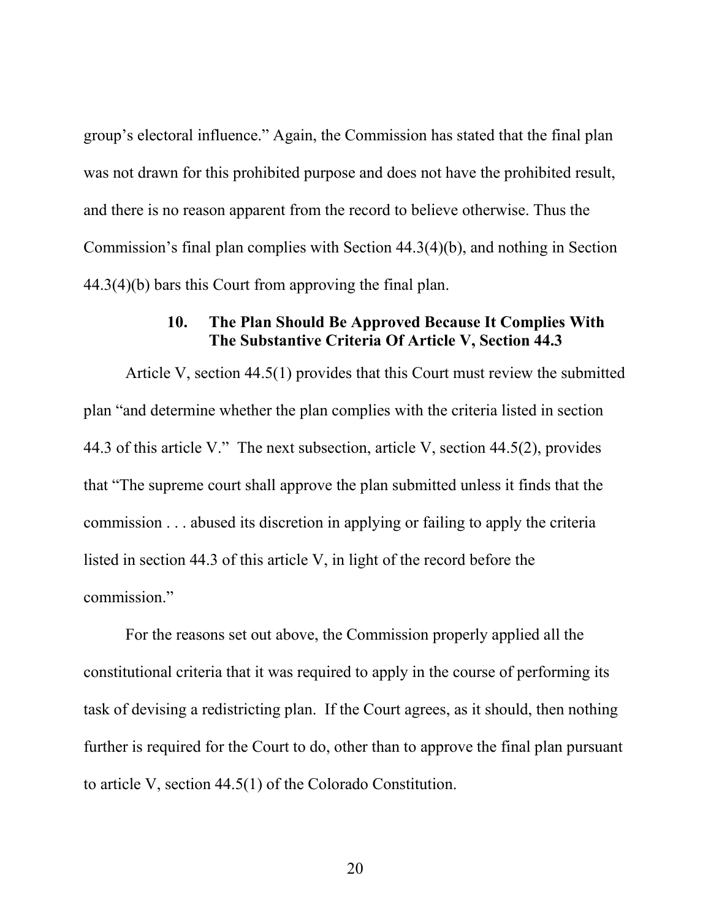group's electoral influence." Again, the Commission has stated that the final plan was not drawn for this prohibited purpose and does not have the prohibited result, and there is no reason apparent from the record to believe otherwise. Thus the Commission's final plan complies with Section 44.3(4)(b), and nothing in Section 44.3(4)(b) bars this Court from approving the final plan.

### 10. The Plan Should Be Approved Because It Complies With The Substantive Criteria Of Article V, Section 44.3

Article V, section 44.5(1) provides that this Court must review the submitted plan "and determine whether the plan complies with the criteria listed in section 44.3 of this article V." The next subsection, article V, section 44.5(2), provides that "The supreme court shall approve the plan submitted unless it finds that the commission . . . abused its discretion in applying or failing to apply the criteria listed in section 44.3 of this article V, in light of the record before the commission."

For the reasons set out above, the Commission properly applied all the constitutional criteria that it was required to apply in the course of performing its task of devising a redistricting plan. If the Court agrees, as it should, then nothing further is required for the Court to do, other than to approve the final plan pursuant to article V, section 44.5(1) of the Colorado Constitution.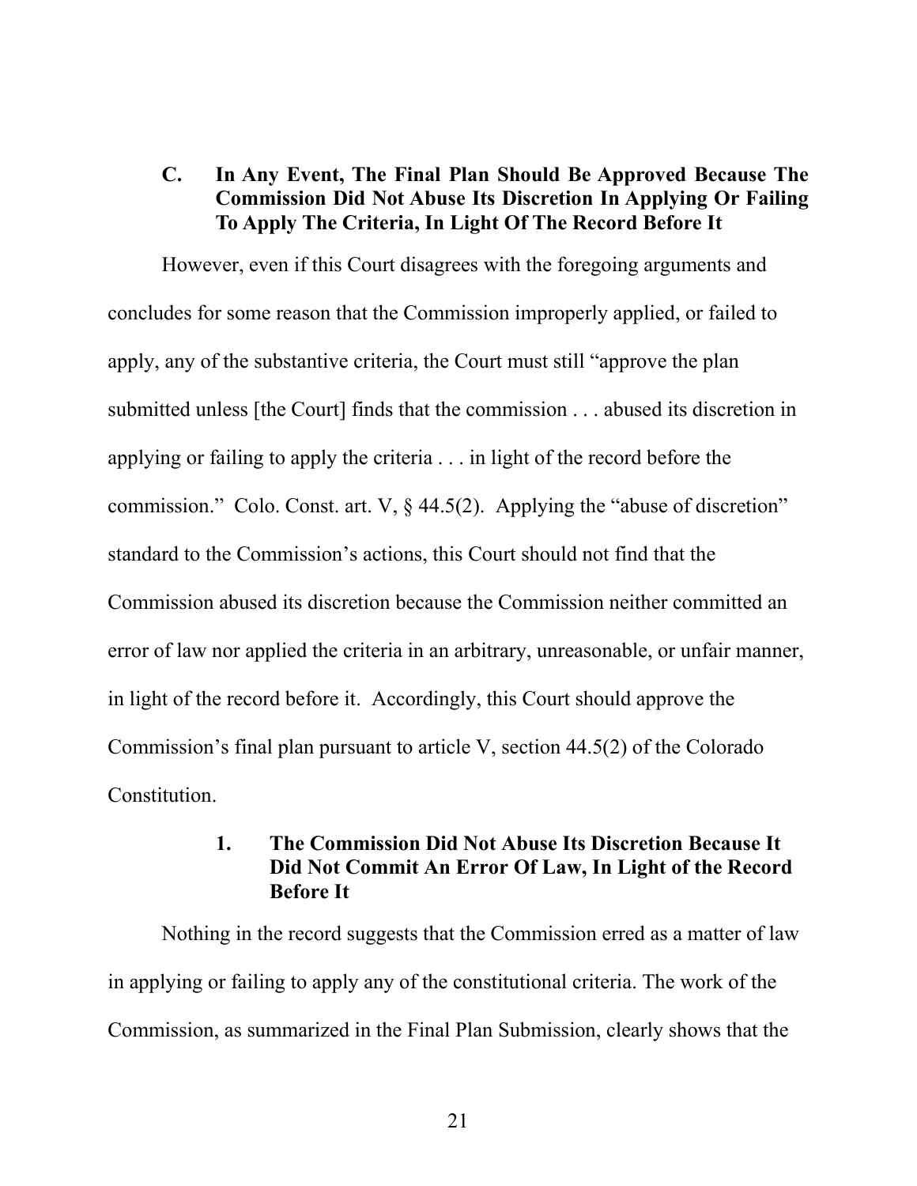### C. In Any Event, The Final Plan Should Be Approved Because The Commission Did Not Abuse Its Discretion In Applying Or Failing To Apply The Criteria, In Light Of The Record Before It

However, even if this Court disagrees with the foregoing arguments and concludes for some reason that the Commission improperly applied, or failed to apply, any of the substantive criteria, the Court must still "approve the plan submitted unless [the Court] finds that the commission . . . abused its discretion in applying or failing to apply the criteria . . . in light of the record before the commission." Colo. Const. art. V, § 44.5(2). Applying the "abuse of discretion" standard to the Commission's actions, this Court should not find that the Commission abused its discretion because the Commission neither committed an error of law nor applied the criteria in an arbitrary, unreasonable, or unfair manner, in light of the record before it. Accordingly, this Court should approve the Commission's final plan pursuant to article V, section 44.5(2) of the Colorado Constitution.

#### 1. The Commission Did Not Abuse Its Discretion Because It Did Not Commit An Error Of Law, In Light of the Record Before It

Nothing in the record suggests that the Commission erred as a matter of law in applying or failing to apply any of the constitutional criteria. The work of the Commission, as summarized in the Final Plan Submission, clearly shows that the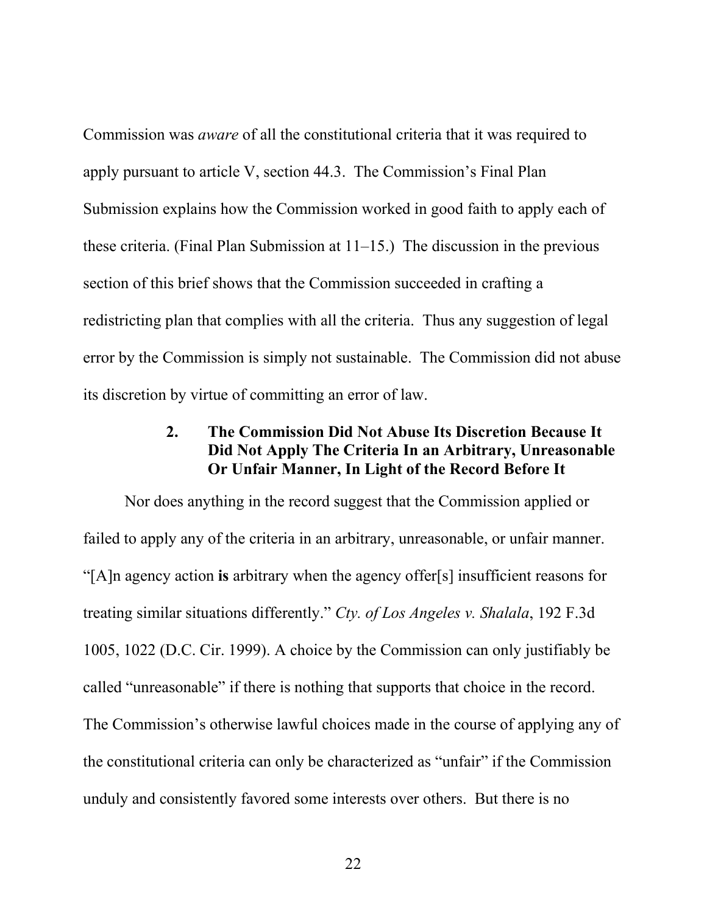Commission was *aware* of all the constitutional criteria that it was required to apply pursuant to article V, section 44.3. The Commission's Final Plan Submission explains how the Commission worked in good faith to apply each of these criteria. (Final Plan Submission at 11–15.) The discussion in the previous section of this brief shows that the Commission succeeded in crafting a redistricting plan that complies with all the criteria. Thus any suggestion of legal error by the Commission is simply not sustainable. The Commission did not abuse its discretion by virtue of committing an error of law.

### 2. The Commission Did Not Abuse Its Discretion Because It Did Not Apply The Criteria In an Arbitrary, Unreasonable Or Unfair Manner, In Light of the Record Before It

Nor does anything in the record suggest that the Commission applied or failed to apply any of the criteria in an arbitrary, unreasonable, or unfair manner. "[A]n agency action **is** arbitrary when the agency offer[s] insufficient reasons for treating similar situations differently." *Cty. of Los Angeles v. Shalala*, 192 F.3d 1005, 1022 (D.C. Cir. 1999). A choice by the Commission can only justifiably be called "unreasonable" if there is nothing that supports that choice in the record. The Commission's otherwise lawful choices made in the course of applying any of the constitutional criteria can only be characterized as "unfair" if the Commission unduly and consistently favored some interests over others. But there is no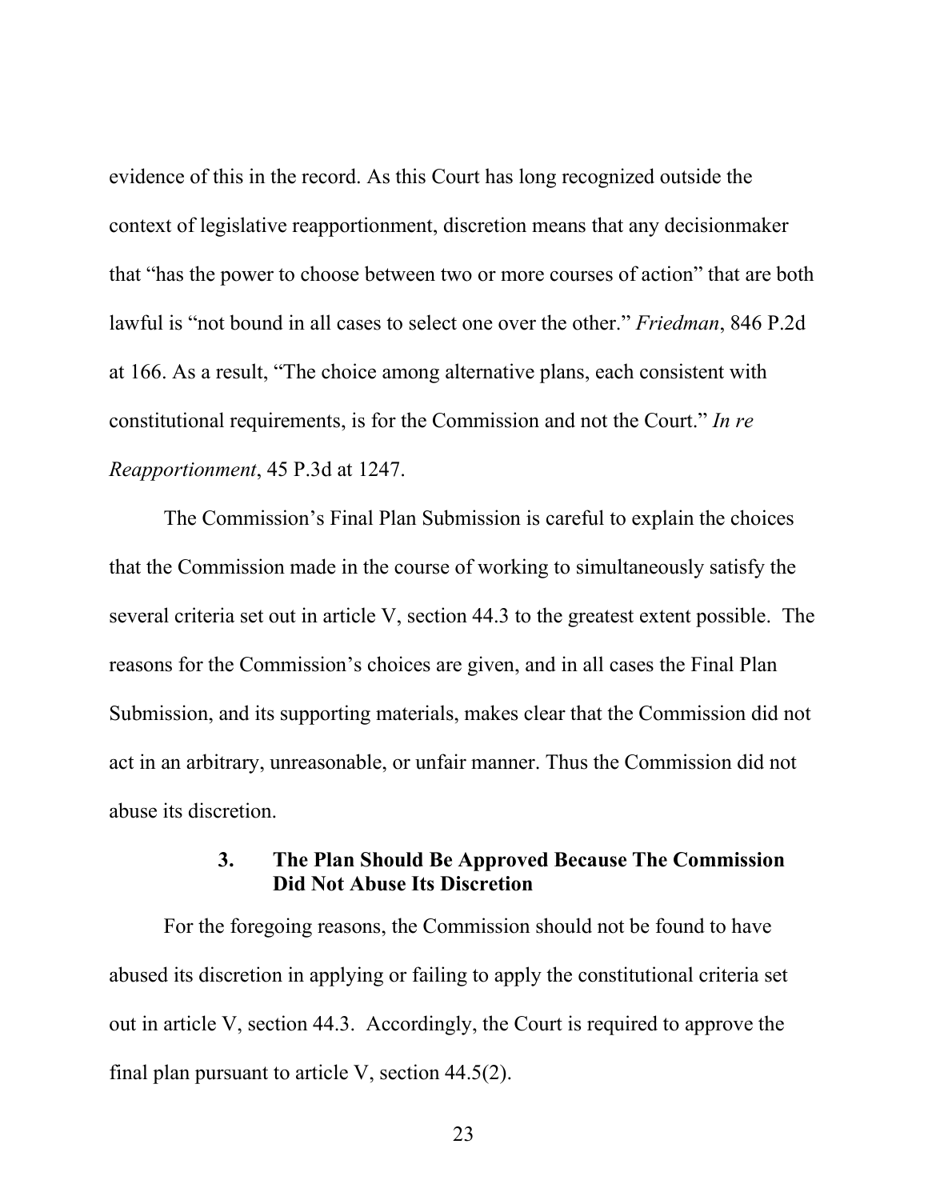evidence of this in the record. As this Court has long recognized outside the context of legislative reapportionment, discretion means that any decisionmaker that "has the power to choose between two or more courses of action" that are both lawful is "not bound in all cases to select one over the other." *Friedman*, 846 P.2d at 166. As a result, "The choice among alternative plans, each consistent with constitutional requirements, is for the Commission and not the Court." *In re Reapportionment*, 45 P.3d at 1247.

The Commission's Final Plan Submission is careful to explain the choices that the Commission made in the course of working to simultaneously satisfy the several criteria set out in article V, section 44.3 to the greatest extent possible. The reasons for the Commission's choices are given, and in all cases the Final Plan Submission, and its supporting materials, makes clear that the Commission did not act in an arbitrary, unreasonable, or unfair manner. Thus the Commission did not abuse its discretion.

### 3. The Plan Should Be Approved Because The Commission Did Not Abuse Its Discretion

For the foregoing reasons, the Commission should not be found to have abused its discretion in applying or failing to apply the constitutional criteria set out in article V, section 44.3. Accordingly, the Court is required to approve the final plan pursuant to article V, section 44.5(2).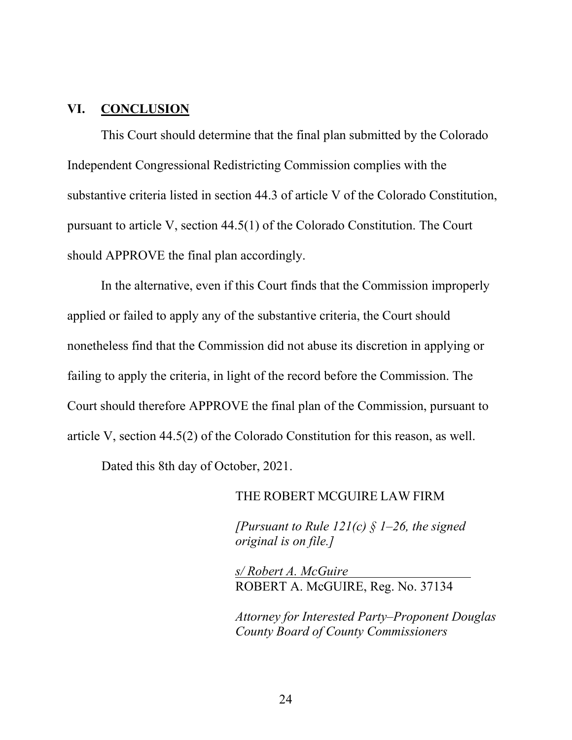## VI. **CONCLUSION**

This Court should determine that the final plan submitted by the Colorado Independent Congressional Redistricting Commission complies with the substantive criteria listed in section 44.3 of article V of the Colorado Constitution, pursuant to article V, section 44.5(1) of the Colorado Constitution. The Court should APPROVE the final plan accordingly.

In the alternative, even if this Court finds that the Commission improperly applied or failed to apply any of the substantive criteria, the Court should nonetheless find that the Commission did not abuse its discretion in applying or failing to apply the criteria, in light of the record before the Commission. The Court should therefore APPROVE the final plan of the Commission, pursuant to article V, section 44.5(2) of the Colorado Constitution for this reason, as well.

Dated this 8th day of October, 2021.

THE ROBERT MCGUIRE LAW FIRM

*[Pursuant to Rule 121(c) § 1–26, the signed original is on file.]*

*s/ Robert A. McGuire*
ROBERT A. McGUIRE, Reg. No. 37134

*Attorney for Interested Party–Proponent Douglas County Board of County Commissioners*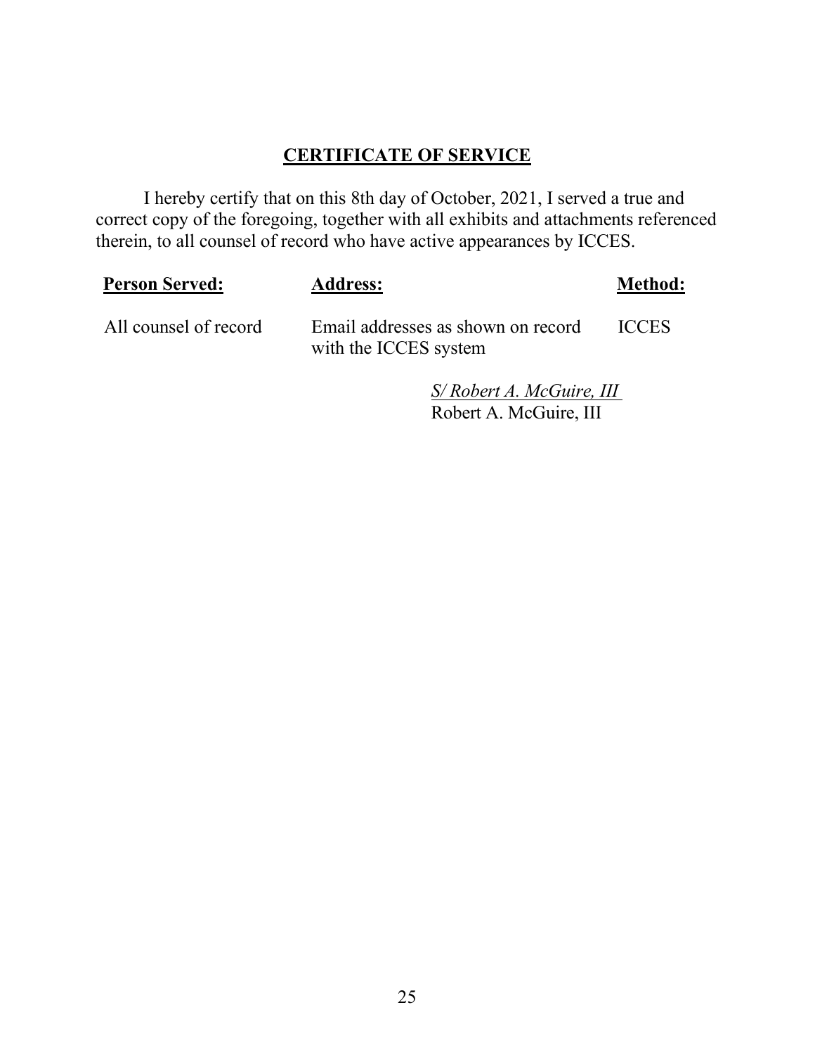## <u>CERTIFICATE OF SERVICE</u>

I hereby certify that on this 8th day of October, 2021, I served a true and correct copy of the foregoing, together with all exhibits and attachments referenced therein, to all counsel of record who have active appearances by ICCES.

| **Person Served:** | **Address:** | **Method:** |
|---|---|---|
| All counsel of record | Email addresses as shown on record with the ICCES system | ICCES |

*S/ Robert A. McGuire, III*
Robert A. McGuire, III